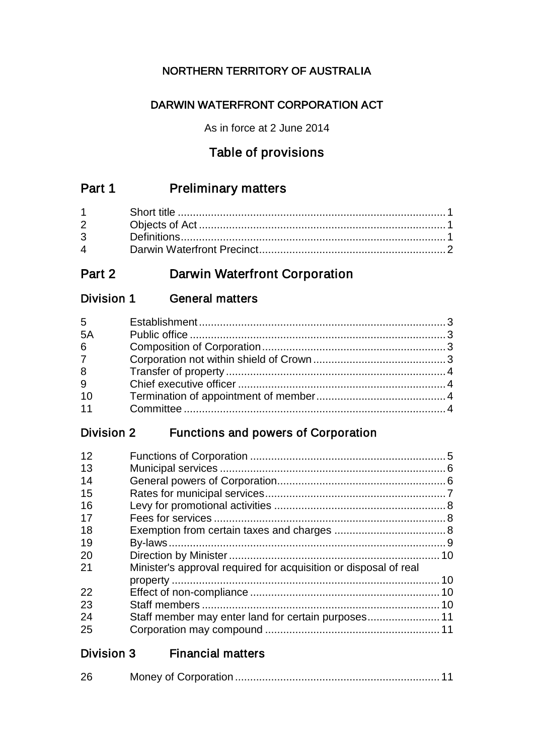NORTHERN TERRITORY OF AUSTRALIA

# DARWIN WATERFRONT CORPORATION ACT

As in force at 2 June 2014

## Table of provisions

## Part 1 Preliminary matters

| | | |
|---|---|---|
| 1 | Short title | 1 |
| 2 | Objects of Act | 1 |
| 3 | Definitions | 1 |
| 4 | Darwin Waterfront Precinct | 2 |

## Part 2 Darwin Waterfront Corporation

### Division 1 General matters

| | | |
|---|---|---|
| 5 | Establishment | 3 |
| 5A | Public office | 3 |
| 6 | Composition of Corporation | 3 |
| 7 | Corporation not within shield of Crown | 3 |
| 8 | Transfer of property | 4 |
| 9 | Chief executive officer | 4 |
| 10 | Termination of appointment of member | 4 |
| 11 | Committee | 4 |

### Division 2 Functions and powers of Corporation

| | | |
|---|---|---|
| 12 | Functions of Corporation | 5 |
| 13 | Municipal services | 6 |
| 14 | General powers of Corporation | 6 |
| 15 | Rates for municipal services | 7 |
| 16 | Levy for promotional activities | 8 |
| 17 | Fees for services | 8 |
| 18 | Exemption from certain taxes and charges | 8 |
| 19 | By-laws | 9 |
| 20 | Direction by Minister | 10 |
| 21 | Minister's approval required for acquisition or disposal of real property | 10 |
| 22 | Effect of non-compliance | 10 |
| 23 | Staff members | 10 |
| 24 | Staff member may enter land for certain purposes | 11 |
| 25 | Corporation may compound | 11 |

### Division 3 Financial matters

| | | |
|---|---|---|
| 26 | Money of Corporation | 11 |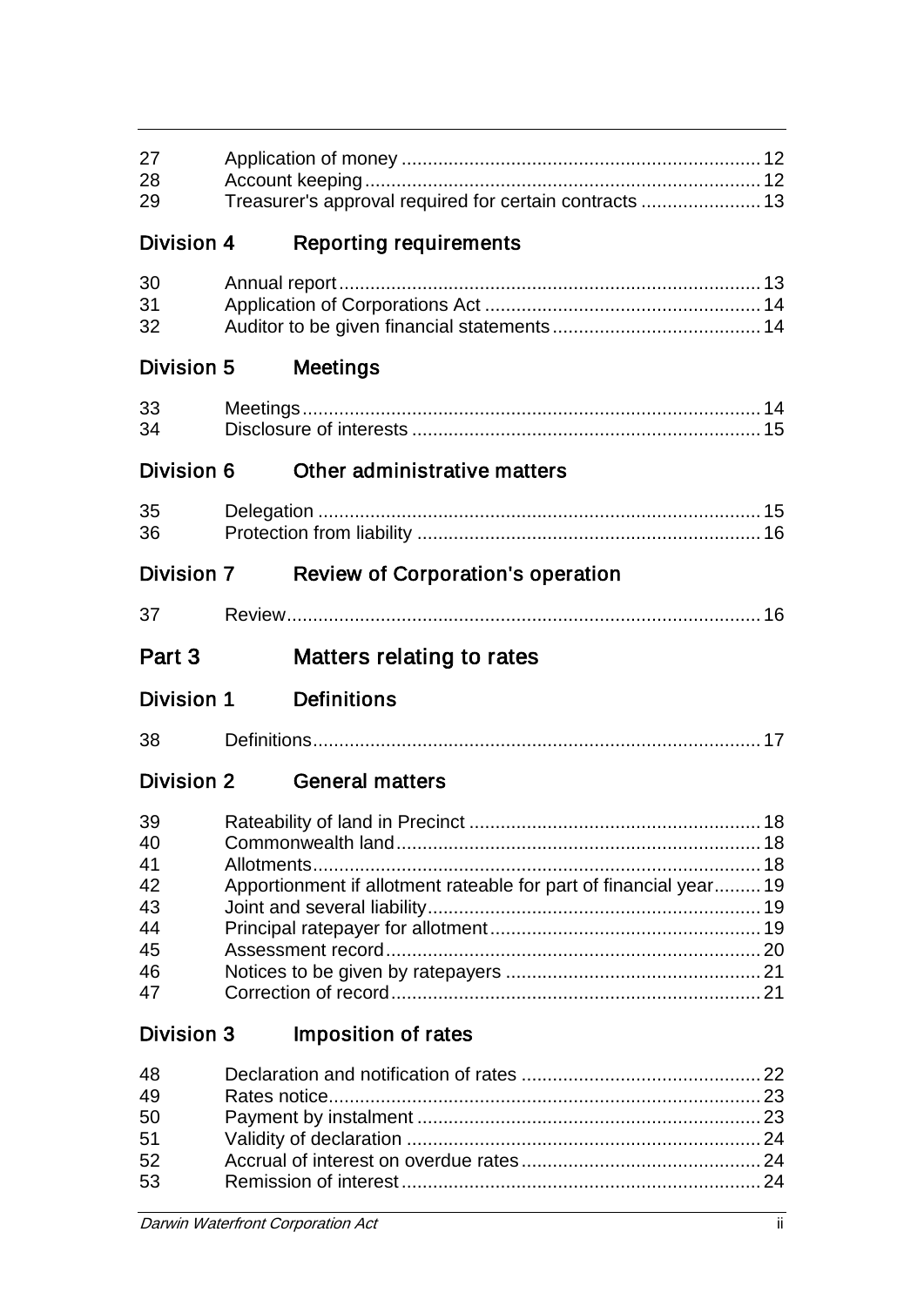| | | |
|---|---|---|
| 27 | Application of money | 12 |
| 28 | Account keeping | 12 |
| 29 | Treasurer's approval required for certain contracts | 13 |

### Division 4 Reporting requirements

| | | |
|---|---|---|
| 30 | Annual report | 13 |
| 31 | Application of Corporations Act | 14 |
| 32 | Auditor to be given financial statements | 14 |

### Division 5 Meetings

| | | |
|---|---|---|
| 33 | Meetings | 14 |
| 34 | Disclosure of interests | 15 |

### Division 6 Other administrative matters

| | | |
|---|---|---|
| 35 | Delegation | 15 |
| 36 | Protection from liability | 16 |

### Division 7 Review of Corporation's operation

| | | |
|---|---|---|
| 37 | Review | 16 |

## Part 3 Matters relating to rates

### Division 1 Definitions

| | | |
|---|---|---|
| 38 | Definitions | 17 |

### Division 2 General matters

| | | |
|---|---|---|
| 39 | Rateability of land in Precinct | 18 |
| 40 | Commonwealth land | 18 |
| 41 | Allotments | 18 |
| 42 | Apportionment if allotment rateable for part of financial year | 19 |
| 43 | Joint and several liability | 19 |
| 44 | Principal ratepayer for allotment | 19 |
| 45 | Assessment record | 20 |
| 46 | Notices to be given by ratepayers | 21 |
| 47 | Correction of record | 21 |

### Division 3 Imposition of rates

| | | |
|---|---|---|
| 48 | Declaration and notification of rates | 22 |
| 49 | Rates notice | 23 |
| 50 | Payment by instalment | 23 |
| 51 | Validity of declaration | 24 |
| 52 | Accrual of interest on overdue rates | 24 |
| 53 | Remission of interest | 24 |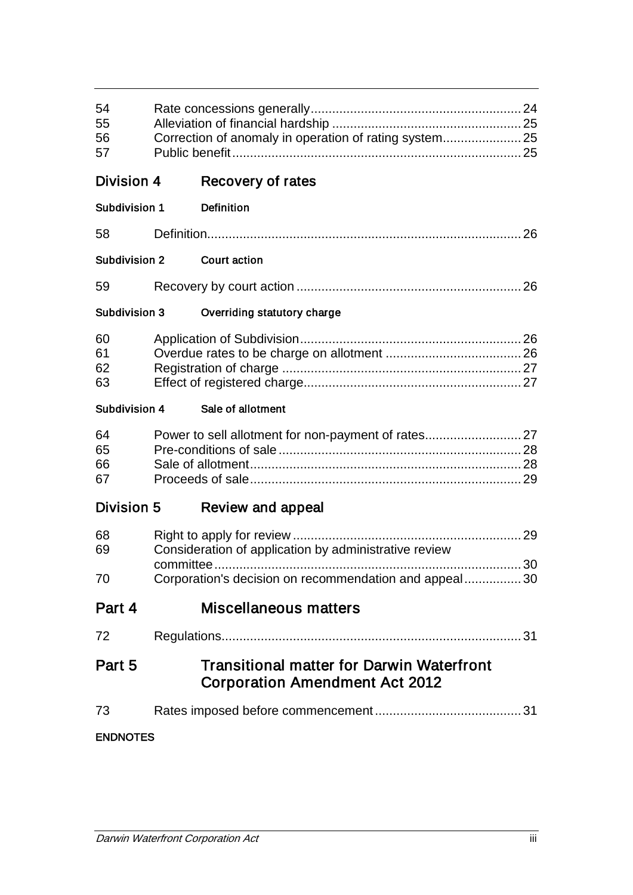54 Rate concessions generally ... 24
55 Alleviation of financial hardship ... 25
56 Correction of anomaly in operation of rating system ... 25
57 Public benefit ... 25

### Division 4 Recovery of rates

#### Subdivision 1 Definition

58 Definition ... 26

#### Subdivision 2 Court action

59 Recovery by court action ... 26

#### Subdivision 3 Overriding statutory charge

60 Application of Subdivision ... 26
61 Overdue rates to be charge on allotment ... 26
62 Registration of charge ... 27
63 Effect of registered charge ... 27

#### Subdivision 4 Sale of allotment

64 Power to sell allotment for non-payment of rates ... 27
65 Pre-conditions of sale ... 28
66 Sale of allotment ... 28
67 Proceeds of sale ... 29

### Division 5 Review and appeal

68 Right to apply for review ... 29
69 Consideration of application by administrative review committee ... 30
70 Corporation's decision on recommendation and appeal ... 30

## Part 4 Miscellaneous matters

72 Regulations ... 31

## Part 5 Transitional matter for Darwin Waterfront Corporation Amendment Act 2012

73 Rates imposed before commencement ... 31

**ENDNOTES**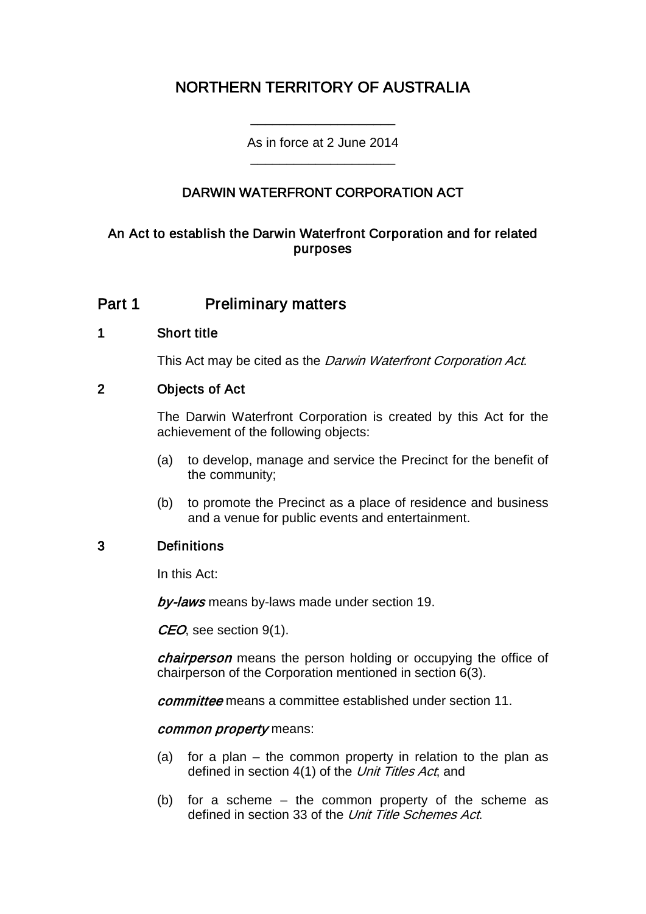# NORTHERN TERRITORY OF AUSTRALIA

\_\_\_\_\_\_\_\_\_\_\_\_\_\_\_\_\_\_\_\_

As in force at 2 June 2014

\_\_\_\_\_\_\_\_\_\_\_\_\_\_\_\_\_\_\_\_

## DARWIN WATERFRONT CORPORATION ACT

### An Act to establish the Darwin Waterfront Corporation and for related purposes

## Part 1 Preliminary matters

### 1 Short title

This Act may be cited as the *Darwin Waterfront Corporation Act*.

### 2 Objects of Act

The Darwin Waterfront Corporation is created by this Act for the achievement of the following objects:

(a) to develop, manage and service the Precinct for the benefit of the community;

(b) to promote the Precinct as a place of residence and business and a venue for public events and entertainment.

### 3 Definitions

In this Act:

***by-laws*** means by-laws made under section 19.

***CEO***, see section 9(1).

***chairperson*** means the person holding or occupying the office of chairperson of the Corporation mentioned in section 6(3).

***committee*** means a committee established under section 11.

***common property*** means:

(a) for a plan – the common property in relation to the plan as defined in section 4(1) of the *Unit Titles Act*; and

(b) for a scheme – the common property of the scheme as defined in section 33 of the *Unit Title Schemes Act*.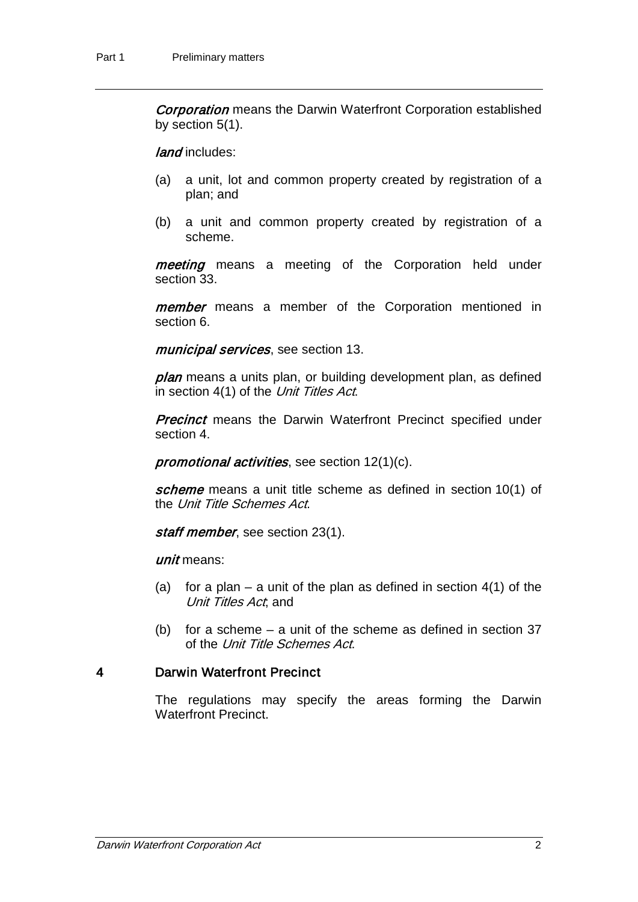***Corporation*** means the Darwin Waterfront Corporation established by section 5(1).

***land*** includes:

(a) a unit, lot and common property created by registration of a plan; and

(b) a unit and common property created by registration of a scheme.

***meeting*** means a meeting of the Corporation held under section 33.

***member*** means a member of the Corporation mentioned in section 6.

***municipal services***, see section 13.

***plan*** means a units plan, or building development plan, as defined in section 4(1) of the *Unit Titles Act*.

***Precinct*** means the Darwin Waterfront Precinct specified under section 4.

***promotional activities***, see section 12(1)(c).

***scheme*** means a unit title scheme as defined in section 10(1) of the *Unit Title Schemes Act*.

***staff member***, see section 23(1).

***unit*** means:

(a) for a plan – a unit of the plan as defined in section 4(1) of the *Unit Titles Act*; and

(b) for a scheme – a unit of the scheme as defined in section 37 of the *Unit Title Schemes Act*.

## 4 Darwin Waterfront Precinct

The regulations may specify the areas forming the Darwin Waterfront Precinct.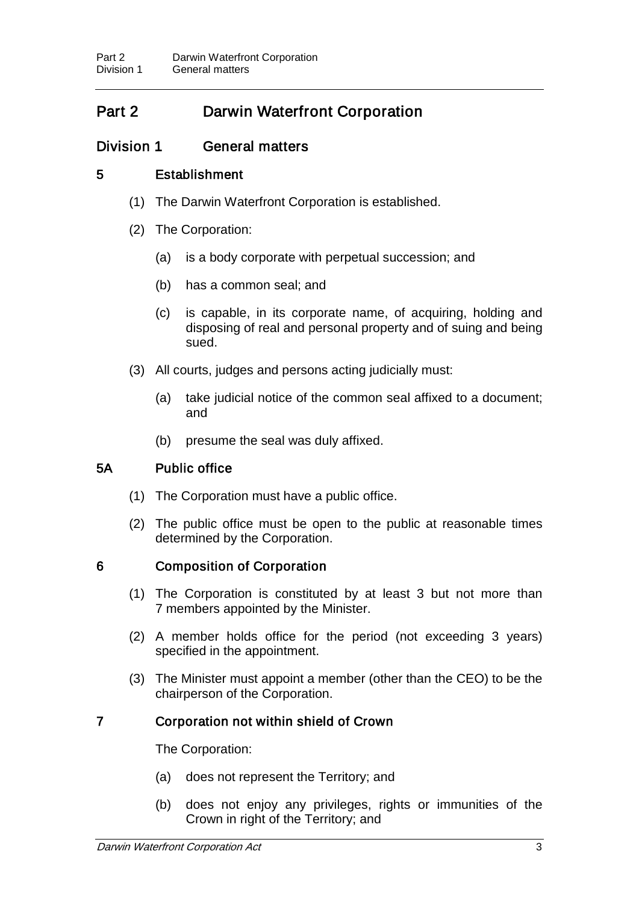# Part 2 Darwin Waterfront Corporation

## Division 1 General matters

### 5 Establishment

(1) The Darwin Waterfront Corporation is established.

(2) The Corporation:

(a) is a body corporate with perpetual succession; and

(b) has a common seal; and

(c) is capable, in its corporate name, of acquiring, holding and disposing of real and personal property and of suing and being sued.

(3) All courts, judges and persons acting judicially must:

(a) take judicial notice of the common seal affixed to a document; and

(b) presume the seal was duly affixed.

### 5A Public office

(1) The Corporation must have a public office.

(2) The public office must be open to the public at reasonable times determined by the Corporation.

### 6 Composition of Corporation

(1) The Corporation is constituted by at least 3 but not more than 7 members appointed by the Minister.

(2) A member holds office for the period (not exceeding 3 years) specified in the appointment.

(3) The Minister must appoint a member (other than the CEO) to be the chairperson of the Corporation.

### 7 Corporation not within shield of Crown

The Corporation:

(a) does not represent the Territory; and

(b) does not enjoy any privileges, rights or immunities of the Crown in right of the Territory; and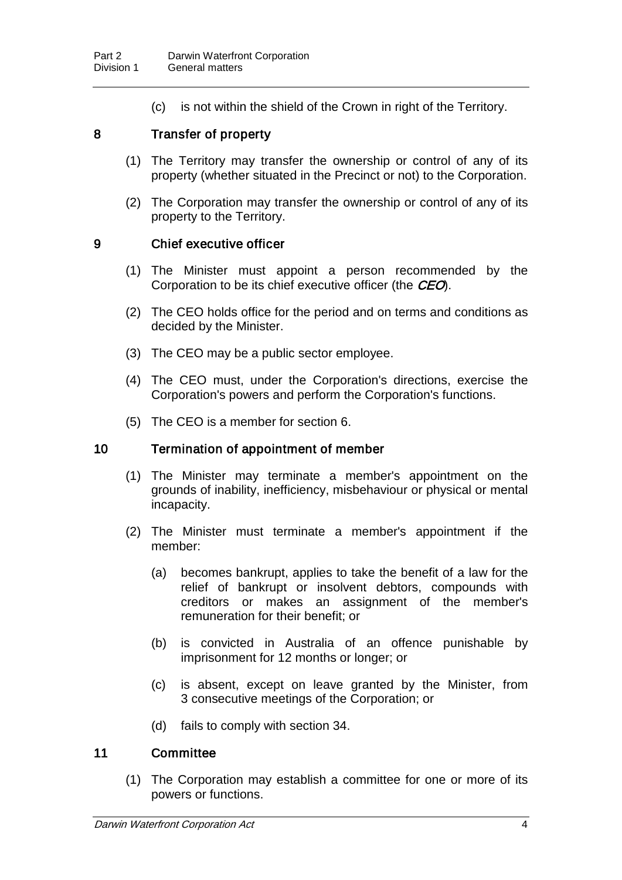(c) is not within the shield of the Crown in right of the Territory.

## 8 Transfer of property

(1) The Territory may transfer the ownership or control of any of its property (whether situated in the Precinct or not) to the Corporation.

(2) The Corporation may transfer the ownership or control of any of its property to the Territory.

## 9 Chief executive officer

(1) The Minister must appoint a person recommended by the Corporation to be its chief executive officer (the ***CEO***).

(2) The CEO holds office for the period and on terms and conditions as decided by the Minister.

(3) The CEO may be a public sector employee.

(4) The CEO must, under the Corporation's directions, exercise the Corporation's powers and perform the Corporation's functions.

(5) The CEO is a member for section 6.

## 10 Termination of appointment of member

(1) The Minister may terminate a member's appointment on the grounds of inability, inefficiency, misbehaviour or physical or mental incapacity.

(2) The Minister must terminate a member's appointment if the member:

(a) becomes bankrupt, applies to take the benefit of a law for the relief of bankrupt or insolvent debtors, compounds with creditors or makes an assignment of the member's remuneration for their benefit; or

(b) is convicted in Australia of an offence punishable by imprisonment for 12 months or longer; or

(c) is absent, except on leave granted by the Minister, from 3 consecutive meetings of the Corporation; or

(d) fails to comply with section 34.

## 11 Committee

(1) The Corporation may establish a committee for one or more of its powers or functions.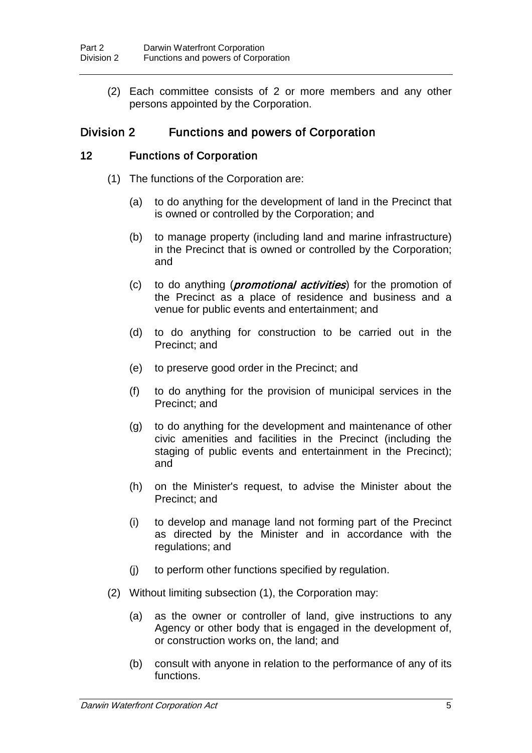(2) Each committee consists of 2 or more members and any other persons appointed by the Corporation.

## Division 2 Functions and powers of Corporation

### 12 Functions of Corporation

(1) The functions of the Corporation are:

(a) to do anything for the development of land in the Precinct that is owned or controlled by the Corporation; and

(b) to manage property (including land and marine infrastructure) in the Precinct that is owned or controlled by the Corporation; and

(c) to do anything (***promotional activities***) for the promotion of the Precinct as a place of residence and business and a venue for public events and entertainment; and

(d) to do anything for construction to be carried out in the Precinct; and

(e) to preserve good order in the Precinct; and

(f) to do anything for the provision of municipal services in the Precinct; and

(g) to do anything for the development and maintenance of other civic amenities and facilities in the Precinct (including the staging of public events and entertainment in the Precinct); and

(h) on the Minister's request, to advise the Minister about the Precinct; and

(i) to develop and manage land not forming part of the Precinct as directed by the Minister and in accordance with the regulations; and

(j) to perform other functions specified by regulation.

(2) Without limiting subsection (1), the Corporation may:

(a) as the owner or controller of land, give instructions to any Agency or other body that is engaged in the development of, or construction works on, the land; and

(b) consult with anyone in relation to the performance of any of its functions.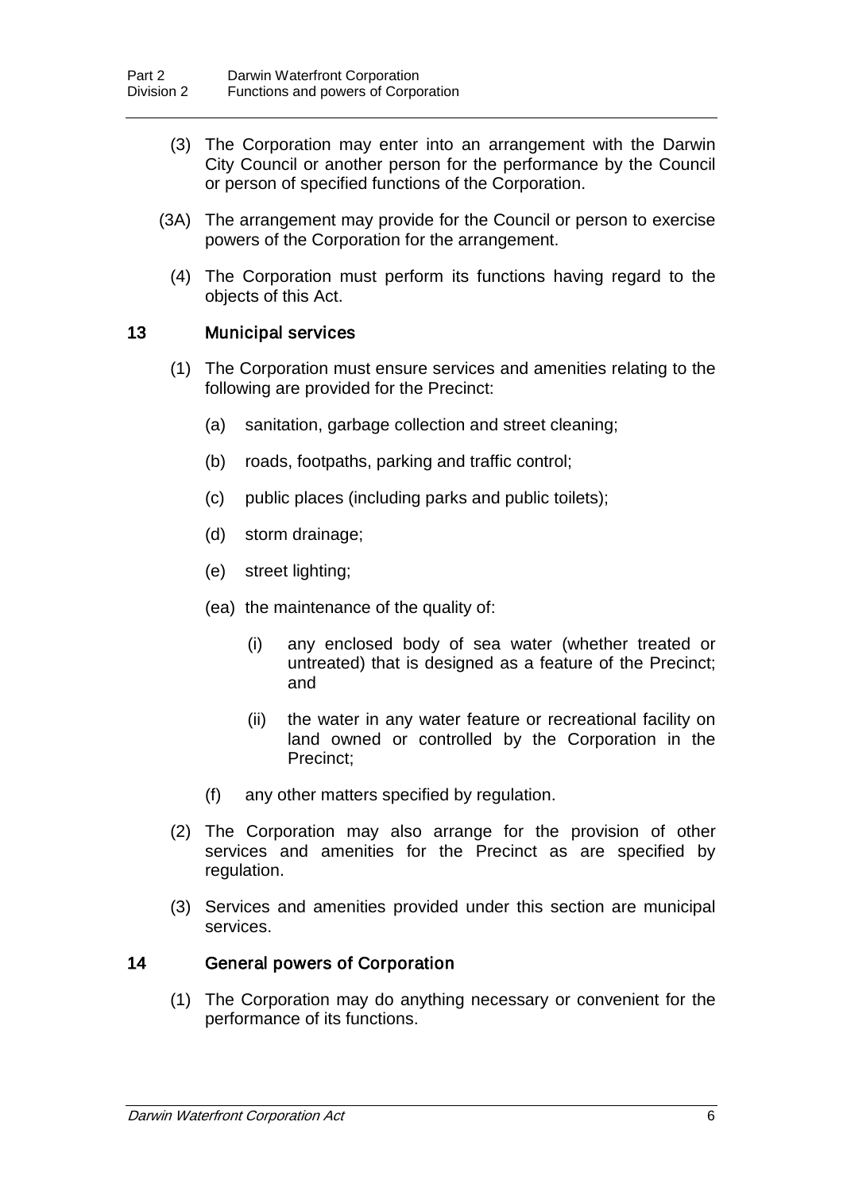(3) The Corporation may enter into an arrangement with the Darwin City Council or another person for the performance by the Council or person of specified functions of the Corporation.

(3A) The arrangement may provide for the Council or person to exercise powers of the Corporation for the arrangement.

(4) The Corporation must perform its functions having regard to the objects of this Act.

## 13 Municipal services

(1) The Corporation must ensure services and amenities relating to the following are provided for the Precinct:

(a) sanitation, garbage collection and street cleaning;

(b) roads, footpaths, parking and traffic control;

(c) public places (including parks and public toilets);

(d) storm drainage;

(e) street lighting;

(ea) the maintenance of the quality of:

(i) any enclosed body of sea water (whether treated or untreated) that is designed as a feature of the Precinct; and

(ii) the water in any water feature or recreational facility on land owned or controlled by the Corporation in the Precinct;

(f) any other matters specified by regulation.

(2) The Corporation may also arrange for the provision of other services and amenities for the Precinct as are specified by regulation.

(3) Services and amenities provided under this section are municipal services.

## 14 General powers of Corporation

(1) The Corporation may do anything necessary or convenient for the performance of its functions.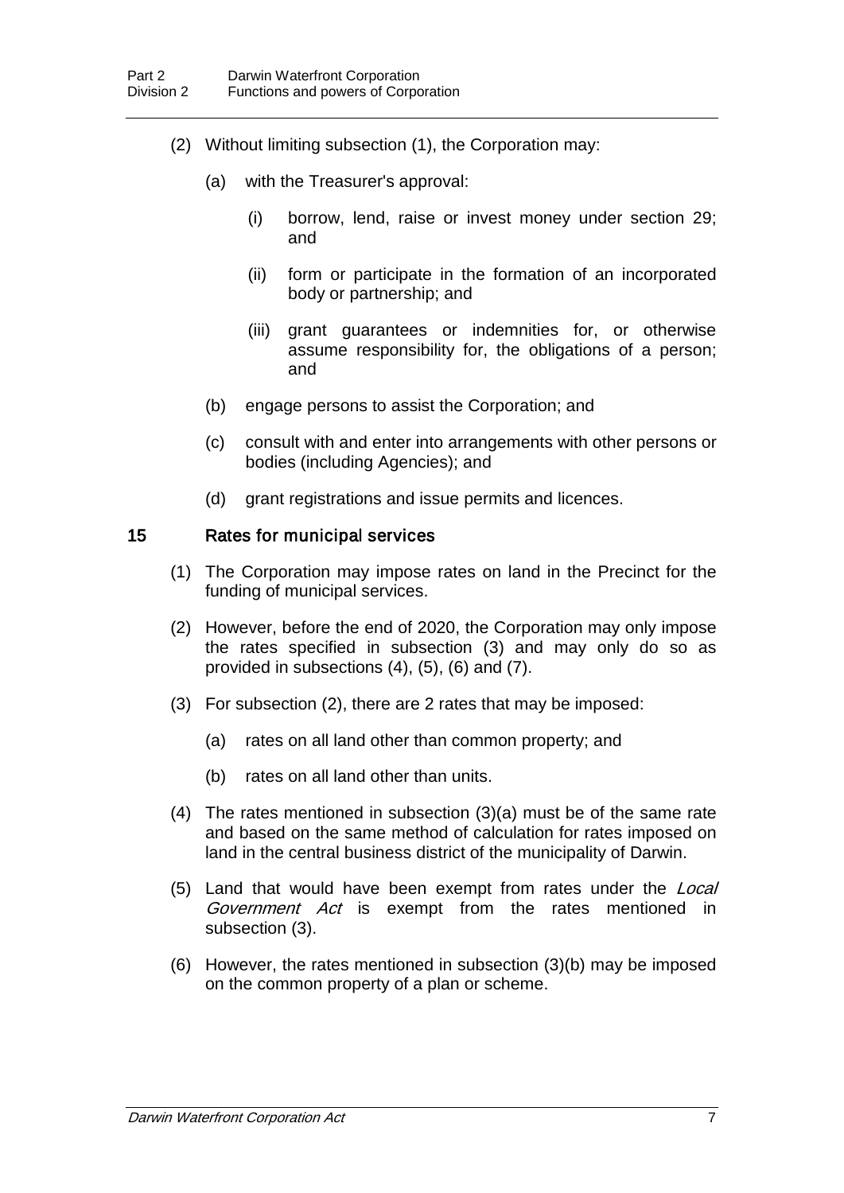(2) Without limiting subsection (1), the Corporation may:

(a) with the Treasurer's approval:

(i) borrow, lend, raise or invest money under section 29; and

(ii) form or participate in the formation of an incorporated body or partnership; and

(iii) grant guarantees or indemnities for, or otherwise assume responsibility for, the obligations of a person; and

(b) engage persons to assist the Corporation; and

(c) consult with and enter into arrangements with other persons or bodies (including Agencies); and

(d) grant registrations and issue permits and licences.

### 15 Rates for municipal services

(1) The Corporation may impose rates on land in the Precinct for the funding of municipal services.

(2) However, before the end of 2020, the Corporation may only impose the rates specified in subsection (3) and may only do so as provided in subsections (4), (5), (6) and (7).

(3) For subsection (2), there are 2 rates that may be imposed:

(a) rates on all land other than common property; and

(b) rates on all land other than units.

(4) The rates mentioned in subsection (3)(a) must be of the same rate and based on the same method of calculation for rates imposed on land in the central business district of the municipality of Darwin.

(5) Land that would have been exempt from rates under the *Local Government Act* is exempt from the rates mentioned in subsection (3).

(6) However, the rates mentioned in subsection (3)(b) may be imposed on the common property of a plan or scheme.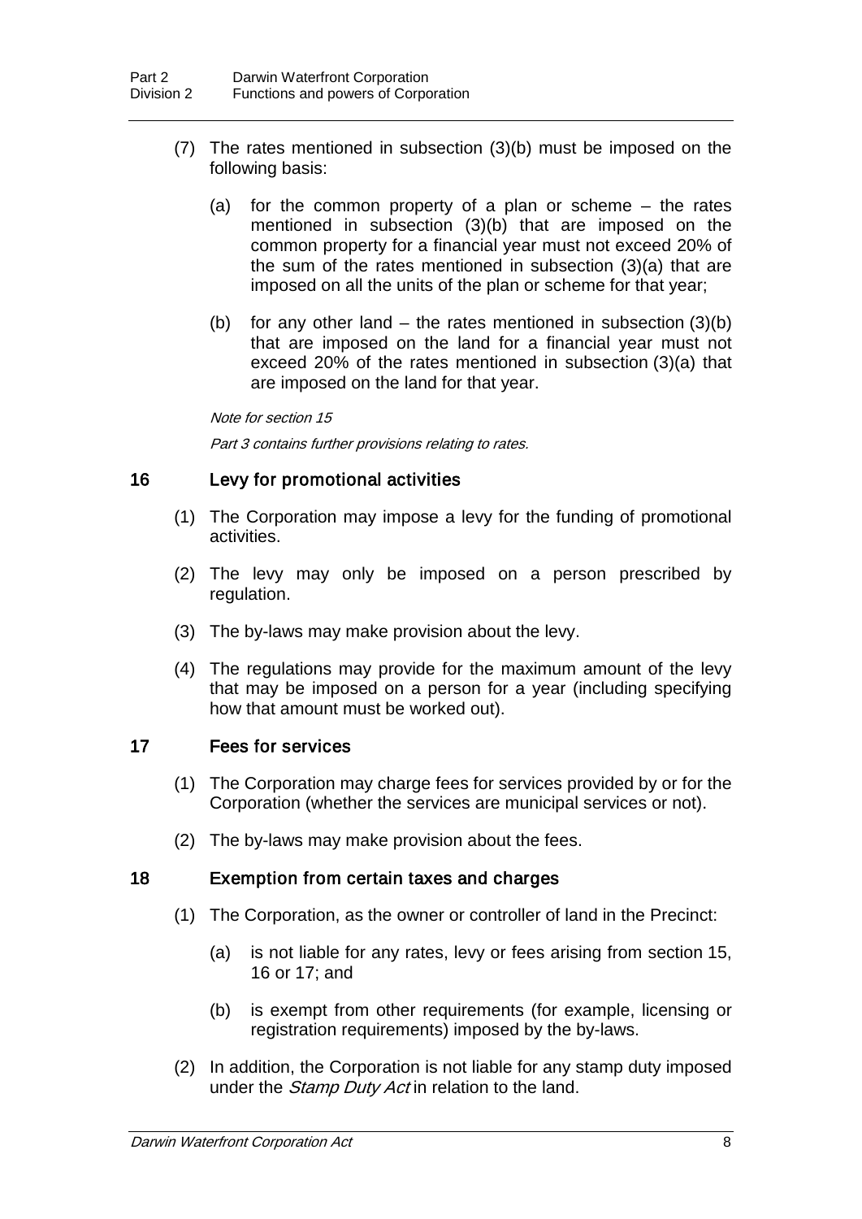(7) The rates mentioned in subsection (3)(b) must be imposed on the following basis:

(a) for the common property of a plan or scheme – the rates mentioned in subsection (3)(b) that are imposed on the common property for a financial year must not exceed 20% of the sum of the rates mentioned in subsection (3)(a) that are imposed on all the units of the plan or scheme for that year;

(b) for any other land – the rates mentioned in subsection (3)(b) that are imposed on the land for a financial year must not exceed 20% of the rates mentioned in subsection (3)(a) that are imposed on the land for that year.

*Note for section 15*

*Part 3 contains further provisions relating to rates.*

## 16 Levy for promotional activities

(1) The Corporation may impose a levy for the funding of promotional activities.

(2) The levy may only be imposed on a person prescribed by regulation.

(3) The by-laws may make provision about the levy.

(4) The regulations may provide for the maximum amount of the levy that may be imposed on a person for a year (including specifying how that amount must be worked out).

## 17 Fees for services

(1) The Corporation may charge fees for services provided by or for the Corporation (whether the services are municipal services or not).

(2) The by-laws may make provision about the fees.

## 18 Exemption from certain taxes and charges

(1) The Corporation, as the owner or controller of land in the Precinct:

(a) is not liable for any rates, levy or fees arising from section 15, 16 or 17; and

(b) is exempt from other requirements (for example, licensing or registration requirements) imposed by the by-laws.

(2) In addition, the Corporation is not liable for any stamp duty imposed under the *Stamp Duty Act* in relation to the land.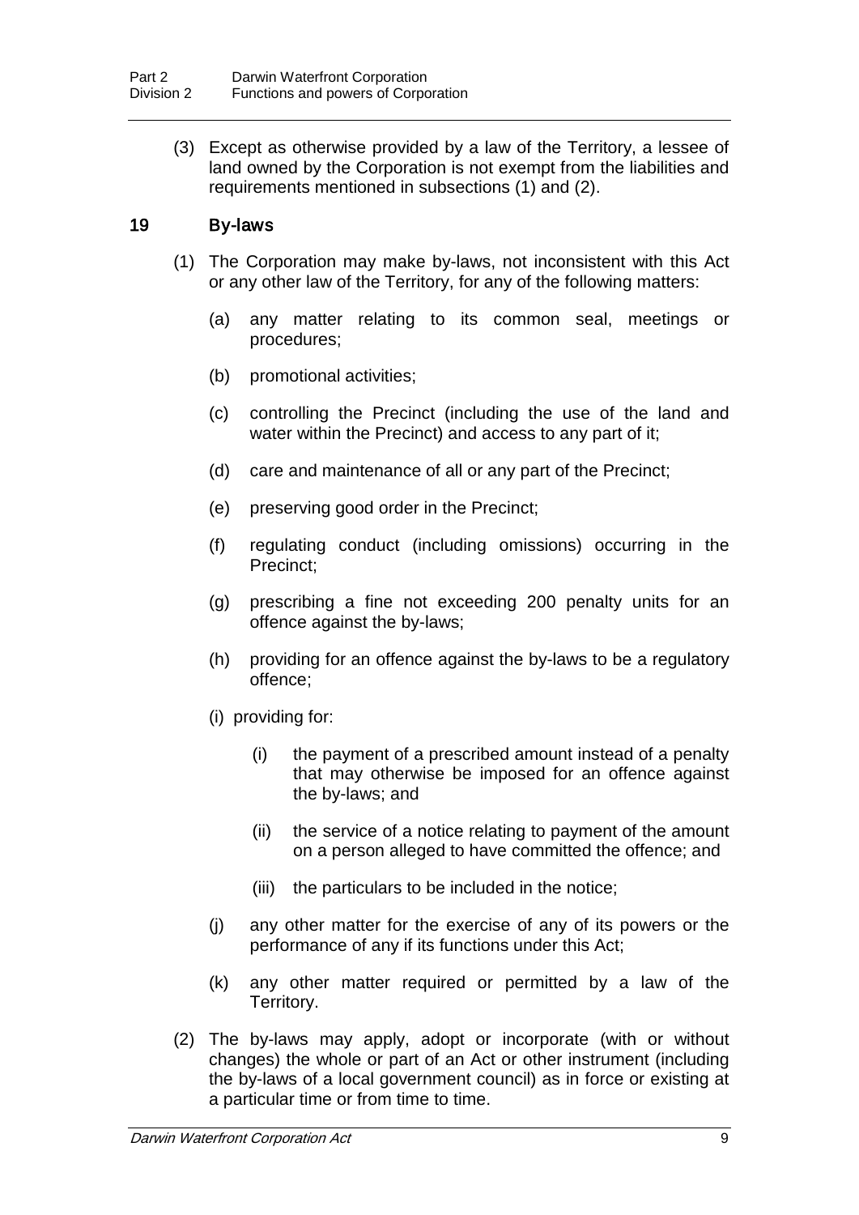(3) Except as otherwise provided by a law of the Territory, a lessee of land owned by the Corporation is not exempt from the liabilities and requirements mentioned in subsections (1) and (2).

## 19 By-laws

(1) The Corporation may make by-laws, not inconsistent with this Act or any other law of the Territory, for any of the following matters:

(a) any matter relating to its common seal, meetings or procedures;

(b) promotional activities;

(c) controlling the Precinct (including the use of the land and water within the Precinct) and access to any part of it;

(d) care and maintenance of all or any part of the Precinct;

(e) preserving good order in the Precinct;

(f) regulating conduct (including omissions) occurring in the Precinct;

(g) prescribing a fine not exceeding 200 penalty units for an offence against the by-laws;

(h) providing for an offence against the by-laws to be a regulatory offence;

(i) providing for:

(i) the payment of a prescribed amount instead of a penalty that may otherwise be imposed for an offence against the by-laws; and

(ii) the service of a notice relating to payment of the amount on a person alleged to have committed the offence; and

(iii) the particulars to be included in the notice;

(j) any other matter for the exercise of any of its powers or the performance of any if its functions under this Act;

(k) any other matter required or permitted by a law of the Territory.

(2) The by-laws may apply, adopt or incorporate (with or without changes) the whole or part of an Act or other instrument (including the by-laws of a local government council) as in force or existing at a particular time or from time to time.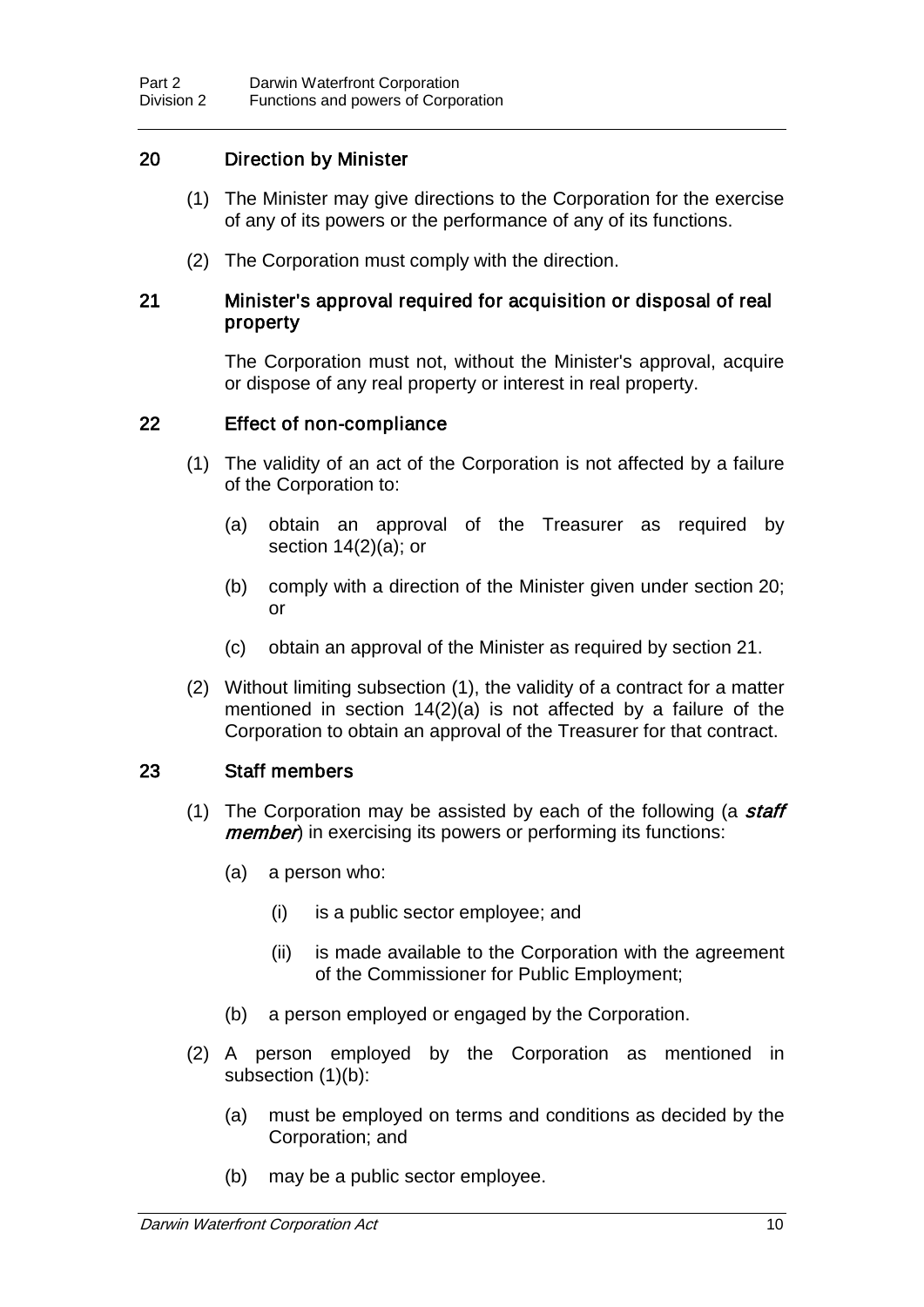## 20 Direction by Minister

(1) The Minister may give directions to the Corporation for the exercise of any of its powers or the performance of any of its functions.

(2) The Corporation must comply with the direction.

## 21 Minister's approval required for acquisition or disposal of real property

The Corporation must not, without the Minister's approval, acquire or dispose of any real property or interest in real property.

## 22 Effect of non-compliance

(1) The validity of an act of the Corporation is not affected by a failure of the Corporation to:

(a) obtain an approval of the Treasurer as required by section 14(2)(a); or

(b) comply with a direction of the Minister given under section 20; or

(c) obtain an approval of the Minister as required by section 21.

(2) Without limiting subsection (1), the validity of a contract for a matter mentioned in section 14(2)(a) is not affected by a failure of the Corporation to obtain an approval of the Treasurer for that contract.

## 23 Staff members

(1) The Corporation may be assisted by each of the following (a ***staff member***) in exercising its powers or performing its functions:

(a) a person who:

(i) is a public sector employee; and

(ii) is made available to the Corporation with the agreement of the Commissioner for Public Employment;

(b) a person employed or engaged by the Corporation.

(2) A person employed by the Corporation as mentioned in subsection (1)(b):

(a) must be employed on terms and conditions as decided by the Corporation; and

(b) may be a public sector employee.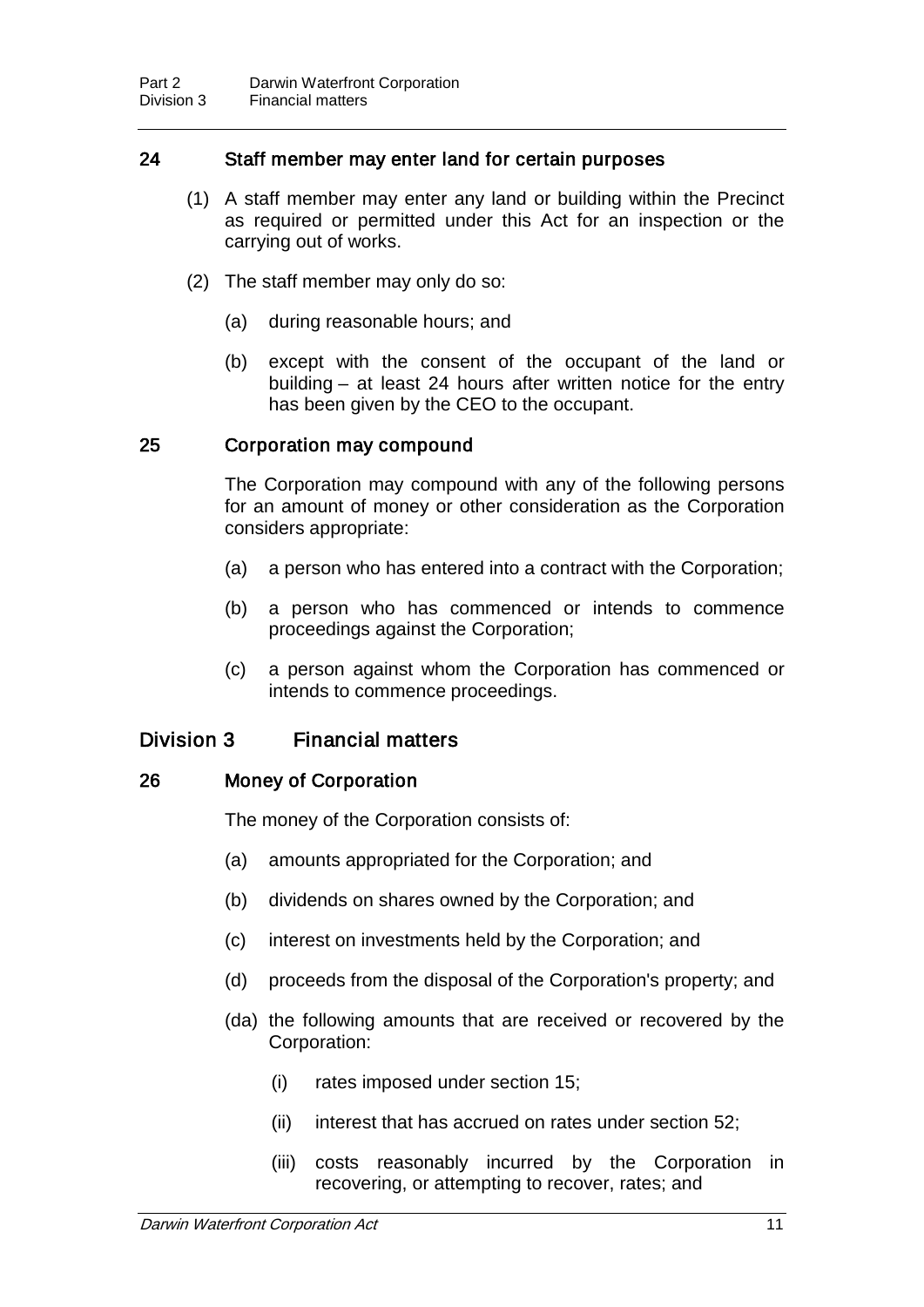### 24 Staff member may enter land for certain purposes

(1) A staff member may enter any land or building within the Precinct as required or permitted under this Act for an inspection or the carrying out of works.

(2) The staff member may only do so:

(a) during reasonable hours; and

(b) except with the consent of the occupant of the land or building – at least 24 hours after written notice for the entry has been given by the CEO to the occupant.

### 25 Corporation may compound

The Corporation may compound with any of the following persons for an amount of money or other consideration as the Corporation considers appropriate:

(a) a person who has entered into a contract with the Corporation;

(b) a person who has commenced or intends to commence proceedings against the Corporation;

(c) a person against whom the Corporation has commenced or intends to commence proceedings.

## Division 3 Financial matters

### 26 Money of Corporation

The money of the Corporation consists of:

(a) amounts appropriated for the Corporation; and

(b) dividends on shares owned by the Corporation; and

(c) interest on investments held by the Corporation; and

(d) proceeds from the disposal of the Corporation's property; and

(da) the following amounts that are received or recovered by the Corporation:

(i) rates imposed under section 15;

(ii) interest that has accrued on rates under section 52;

(iii) costs reasonably incurred by the Corporation in recovering, or attempting to recover, rates; and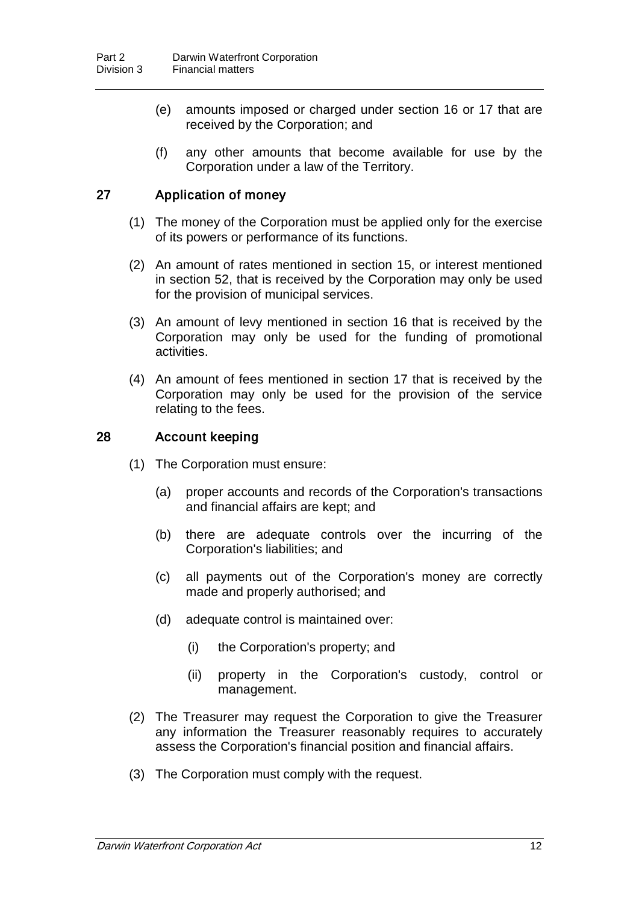(e) amounts imposed or charged under section 16 or 17 that are received by the Corporation; and

(f) any other amounts that become available for use by the Corporation under a law of the Territory.

### 27 Application of money

(1) The money of the Corporation must be applied only for the exercise of its powers or performance of its functions.

(2) An amount of rates mentioned in section 15, or interest mentioned in section 52, that is received by the Corporation may only be used for the provision of municipal services.

(3) An amount of levy mentioned in section 16 that is received by the Corporation may only be used for the funding of promotional activities.

(4) An amount of fees mentioned in section 17 that is received by the Corporation may only be used for the provision of the service relating to the fees.

### 28 Account keeping

(1) The Corporation must ensure:

(a) proper accounts and records of the Corporation's transactions and financial affairs are kept; and

(b) there are adequate controls over the incurring of the Corporation's liabilities; and

(c) all payments out of the Corporation's money are correctly made and properly authorised; and

(d) adequate control is maintained over:

(i) the Corporation's property; and

(ii) property in the Corporation's custody, control or management.

(2) The Treasurer may request the Corporation to give the Treasurer any information the Treasurer reasonably requires to accurately assess the Corporation's financial position and financial affairs.

(3) The Corporation must comply with the request.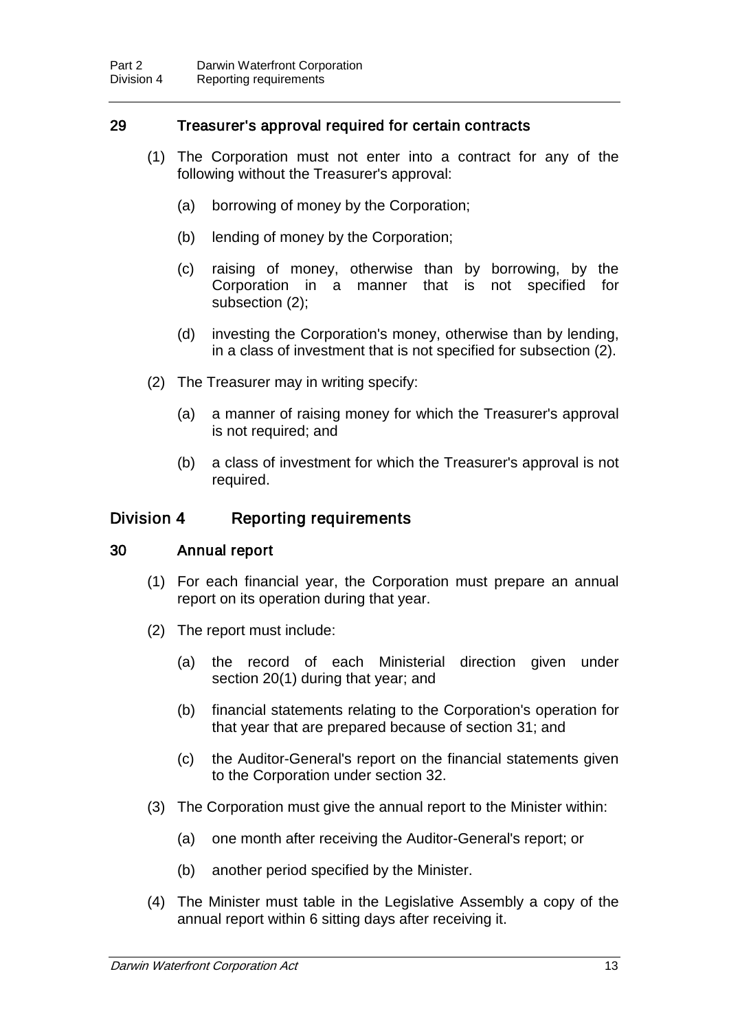### 29 Treasurer's approval required for certain contracts

(1) The Corporation must not enter into a contract for any of the following without the Treasurer's approval:

(a) borrowing of money by the Corporation;

(b) lending of money by the Corporation;

(c) raising of money, otherwise than by borrowing, by the Corporation in a manner that is not specified for subsection (2);

(d) investing the Corporation's money, otherwise than by lending, in a class of investment that is not specified for subsection (2).

(2) The Treasurer may in writing specify:

(a) a manner of raising money for which the Treasurer's approval is not required; and

(b) a class of investment for which the Treasurer's approval is not required.

## Division 4 Reporting requirements

### 30 Annual report

(1) For each financial year, the Corporation must prepare an annual report on its operation during that year.

(2) The report must include:

(a) the record of each Ministerial direction given under section 20(1) during that year; and

(b) financial statements relating to the Corporation's operation for that year that are prepared because of section 31; and

(c) the Auditor-General's report on the financial statements given to the Corporation under section 32.

(3) The Corporation must give the annual report to the Minister within:

(a) one month after receiving the Auditor-General's report; or

(b) another period specified by the Minister.

(4) The Minister must table in the Legislative Assembly a copy of the annual report within 6 sitting days after receiving it.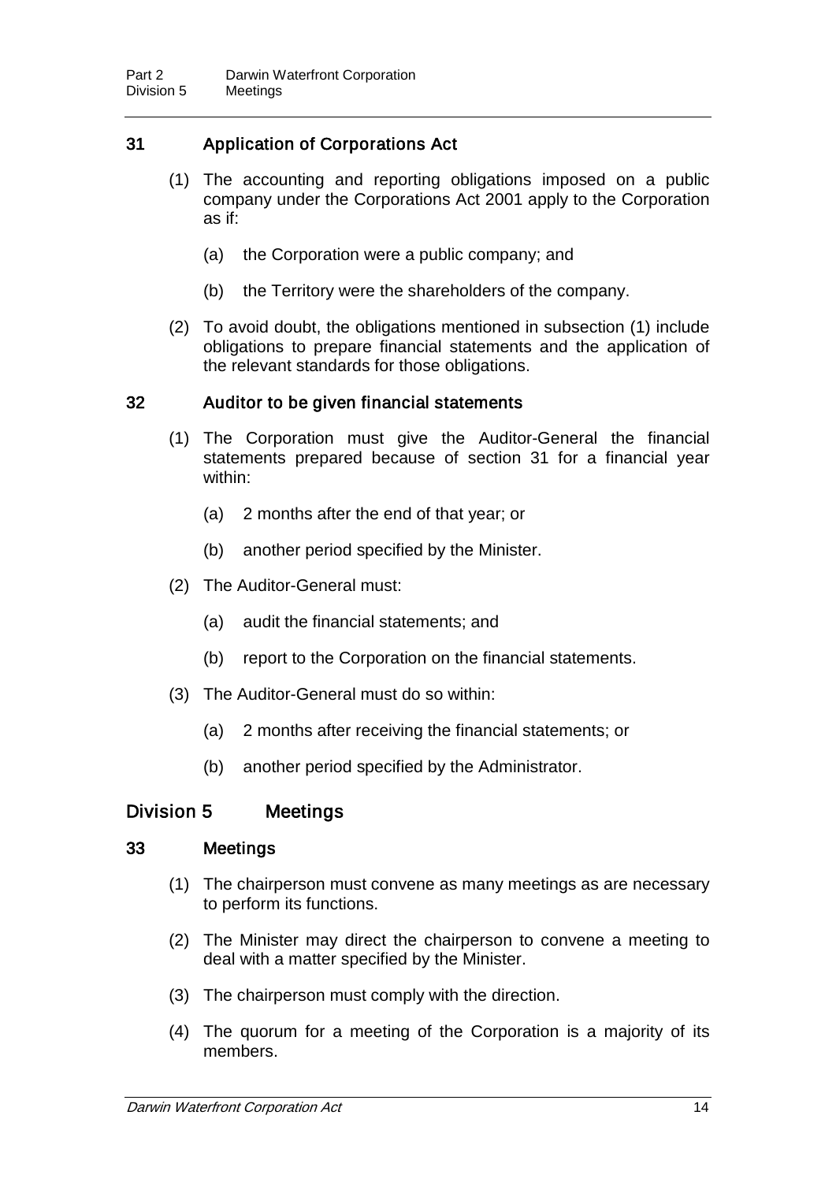### 31 Application of Corporations Act

(1) The accounting and reporting obligations imposed on a public company under the Corporations Act 2001 apply to the Corporation as if:

(a) the Corporation were a public company; and

(b) the Territory were the shareholders of the company.

(2) To avoid doubt, the obligations mentioned in subsection (1) include obligations to prepare financial statements and the application of the relevant standards for those obligations.

### 32 Auditor to be given financial statements

(1) The Corporation must give the Auditor-General the financial statements prepared because of section 31 for a financial year within:

(a) 2 months after the end of that year; or

(b) another period specified by the Minister.

(2) The Auditor-General must:

(a) audit the financial statements; and

(b) report to the Corporation on the financial statements.

(3) The Auditor-General must do so within:

(a) 2 months after receiving the financial statements; or

(b) another period specified by the Administrator.

## Division 5 Meetings

### 33 Meetings

(1) The chairperson must convene as many meetings as are necessary to perform its functions.

(2) The Minister may direct the chairperson to convene a meeting to deal with a matter specified by the Minister.

(3) The chairperson must comply with the direction.

(4) The quorum for a meeting of the Corporation is a majority of its members.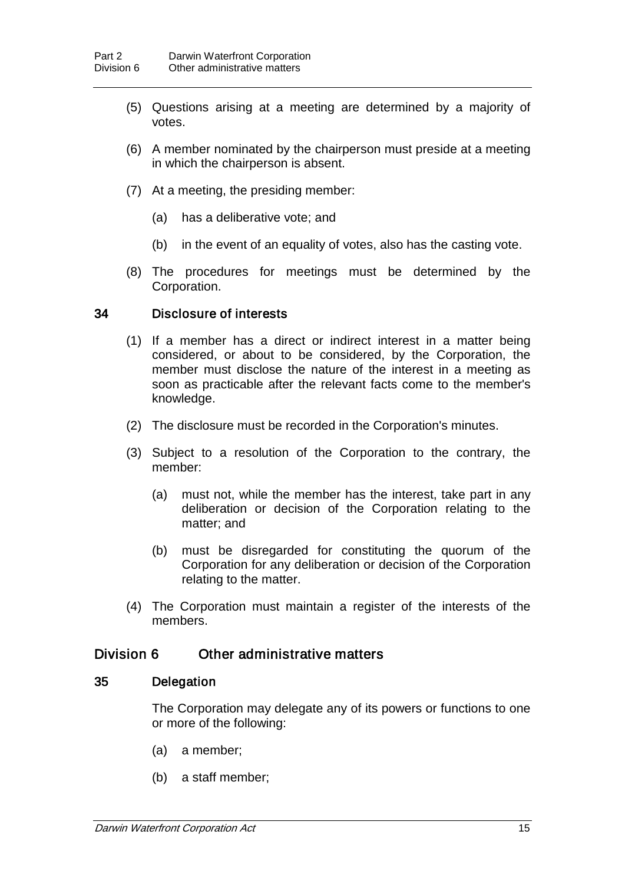(5) Questions arising at a meeting are determined by a majority of votes.

(6) A member nominated by the chairperson must preside at a meeting in which the chairperson is absent.

(7) At a meeting, the presiding member:

(a) has a deliberative vote; and

(b) in the event of an equality of votes, also has the casting vote.

(8) The procedures for meetings must be determined by the Corporation.

### 34 Disclosure of interests

(1) If a member has a direct or indirect interest in a matter being considered, or about to be considered, by the Corporation, the member must disclose the nature of the interest in a meeting as soon as practicable after the relevant facts come to the member's knowledge.

(2) The disclosure must be recorded in the Corporation's minutes.

(3) Subject to a resolution of the Corporation to the contrary, the member:

(a) must not, while the member has the interest, take part in any deliberation or decision of the Corporation relating to the matter; and

(b) must be disregarded for constituting the quorum of the Corporation for any deliberation or decision of the Corporation relating to the matter.

(4) The Corporation must maintain a register of the interests of the members.

## Division 6 Other administrative matters

### 35 Delegation

The Corporation may delegate any of its powers or functions to one or more of the following:

(a) a member;

(b) a staff member;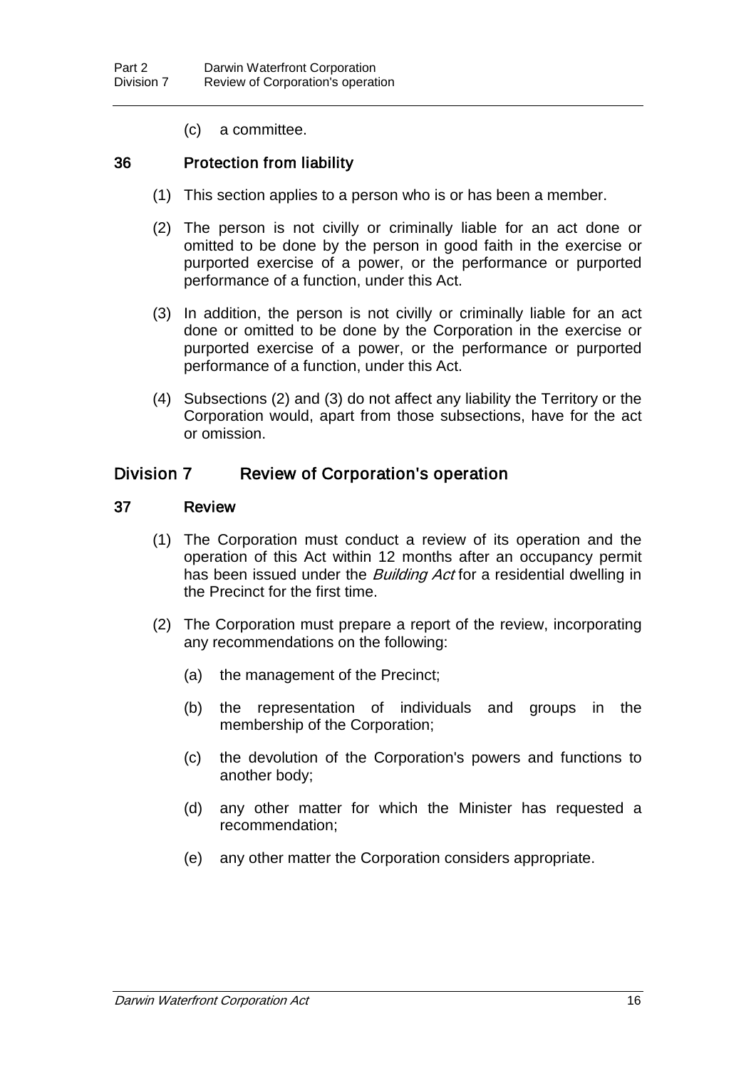(c) a committee.

### 36 Protection from liability

(1) This section applies to a person who is or has been a member.

(2) The person is not civilly or criminally liable for an act done or omitted to be done by the person in good faith in the exercise or purported exercise of a power, or the performance or purported performance of a function, under this Act.

(3) In addition, the person is not civilly or criminally liable for an act done or omitted to be done by the Corporation in the exercise or purported exercise of a power, or the performance or purported performance of a function, under this Act.

(4) Subsections (2) and (3) do not affect any liability the Territory or the Corporation would, apart from those subsections, have for the act or omission.

## Division 7 Review of Corporation's operation

### 37 Review

(1) The Corporation must conduct a review of its operation and the operation of this Act within 12 months after an occupancy permit has been issued under the *Building Act* for a residential dwelling in the Precinct for the first time.

(2) The Corporation must prepare a report of the review, incorporating any recommendations on the following:

(a) the management of the Precinct;

(b) the representation of individuals and groups in the membership of the Corporation;

(c) the devolution of the Corporation's powers and functions to another body;

(d) any other matter for which the Minister has requested a recommendation;

(e) any other matter the Corporation considers appropriate.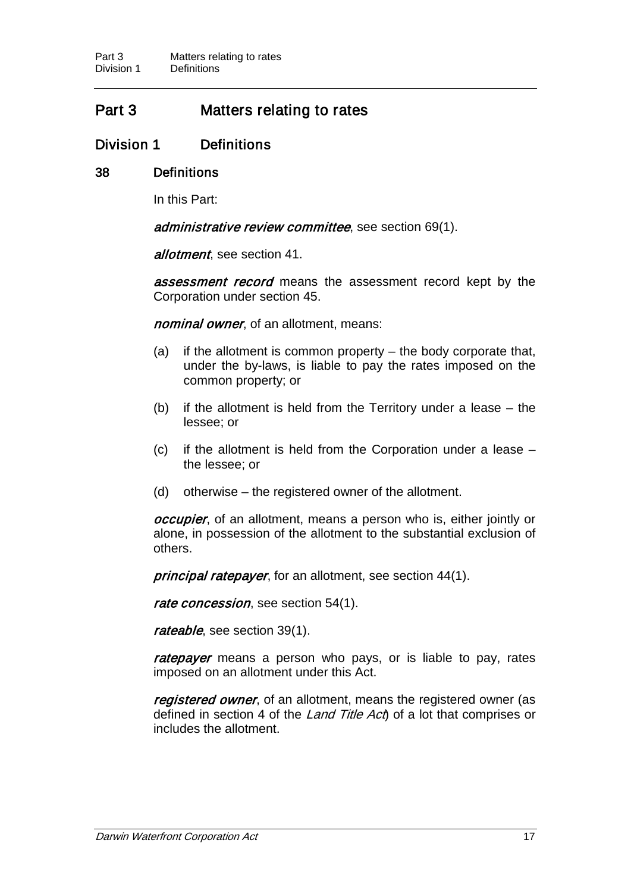# Part 3 Matters relating to rates

## Division 1 Definitions

### 38 Definitions

In this Part:

***administrative review committee***, see section 69(1).

***allotment***, see section 41.

***assessment record*** means the assessment record kept by the Corporation under section 45.

***nominal owner***, of an allotment, means:

(a) if the allotment is common property – the body corporate that, under the by-laws, is liable to pay the rates imposed on the common property; or

(b) if the allotment is held from the Territory under a lease – the lessee; or

(c) if the allotment is held from the Corporation under a lease – the lessee; or

(d) otherwise – the registered owner of the allotment.

***occupier***, of an allotment, means a person who is, either jointly or alone, in possession of the allotment to the substantial exclusion of others.

***principal ratepayer***, for an allotment, see section 44(1).

***rate concession***, see section 54(1).

***rateable***, see section 39(1).

***ratepayer*** means a person who pays, or is liable to pay, rates imposed on an allotment under this Act.

***registered owner***, of an allotment, means the registered owner (as defined in section 4 of the *Land Title Act*) of a lot that comprises or includes the allotment.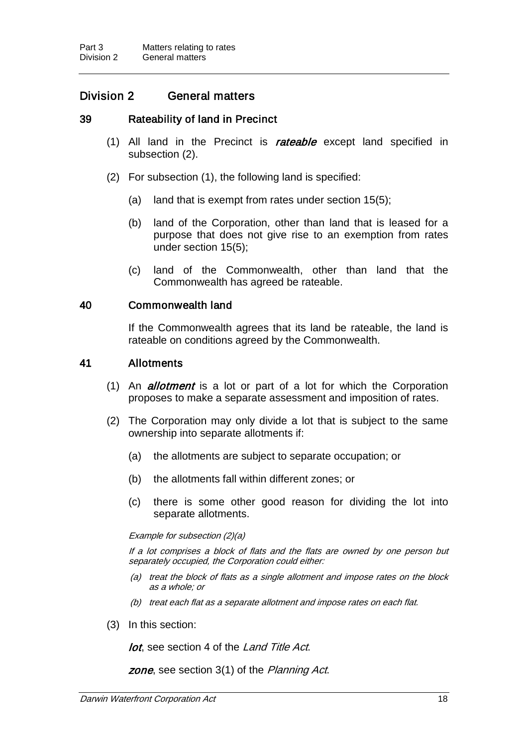## Division 2 General matters

### 39 Rateability of land in Precinct

(1) All land in the Precinct is ***rateable*** except land specified in subsection (2).

(2) For subsection (1), the following land is specified:

(a) land that is exempt from rates under section 15(5);

(b) land of the Corporation, other than land that is leased for a purpose that does not give rise to an exemption from rates under section 15(5);

(c) land of the Commonwealth, other than land that the Commonwealth has agreed be rateable.

### 40 Commonwealth land

If the Commonwealth agrees that its land be rateable, the land is rateable on conditions agreed by the Commonwealth.

### 41 Allotments

(1) An ***allotment*** is a lot or part of a lot for which the Corporation proposes to make a separate assessment and imposition of rates.

(2) The Corporation may only divide a lot that is subject to the same ownership into separate allotments if:

(a) the allotments are subject to separate occupation; or

(b) the allotments fall within different zones; or

(c) there is some other good reason for dividing the lot into separate allotments.

*Example for subsection (2)(a)*

*If a lot comprises a block of flats and the flats are owned by one person but separately occupied, the Corporation could either:*

*(a) treat the block of flats as a single allotment and impose rates on the block as a whole; or*

*(b) treat each flat as a separate allotment and impose rates on each flat.*

(3) In this section:

***lot***, see section 4 of the *Land Title Act*.

***zone***, see section 3(1) of the *Planning Act*.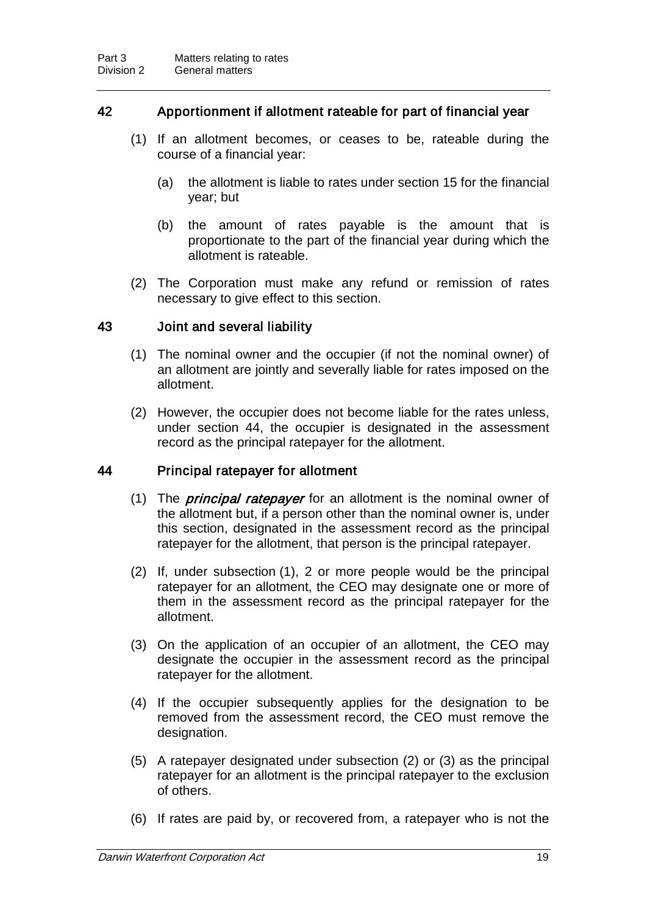## 42 Apportionment if allotment rateable for part of financial year

(1) If an allotment becomes, or ceases to be, rateable during the course of a financial year:

(a) the allotment is liable to rates under section 15 for the financial year; but

(b) the amount of rates payable is the amount that is proportionate to the part of the financial year during which the allotment is rateable.

(2) The Corporation must make any refund or remission of rates necessary to give effect to this section.

## 43 Joint and several liability

(1) The nominal owner and the occupier (if not the nominal owner) of an allotment are jointly and severally liable for rates imposed on the allotment.

(2) However, the occupier does not become liable for the rates unless, under section 44, the occupier is designated in the assessment record as the principal ratepayer for the allotment.

## 44 Principal ratepayer for allotment

(1) The ***principal ratepayer*** for an allotment is the nominal owner of the allotment but, if a person other than the nominal owner is, under this section, designated in the assessment record as the principal ratepayer for the allotment, that person is the principal ratepayer.

(2) If, under subsection (1), 2 or more people would be the principal ratepayer for an allotment, the CEO may designate one or more of them in the assessment record as the principal ratepayer for the allotment.

(3) On the application of an occupier of an allotment, the CEO may designate the occupier in the assessment record as the principal ratepayer for the allotment.

(4) If the occupier subsequently applies for the designation to be removed from the assessment record, the CEO must remove the designation.

(5) A ratepayer designated under subsection (2) or (3) as the principal ratepayer for an allotment is the principal ratepayer to the exclusion of others.

(6) If rates are paid by, or recovered from, a ratepayer who is not the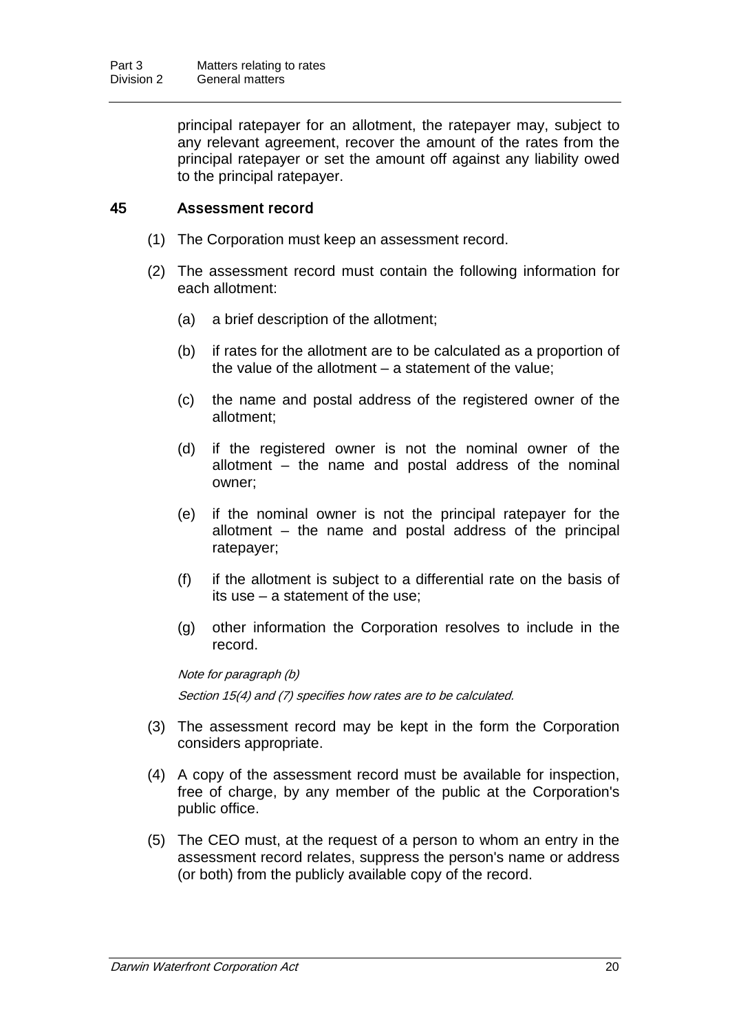principal ratepayer for an allotment, the ratepayer may, subject to any relevant agreement, recover the amount of the rates from the principal ratepayer or set the amount off against any liability owed to the principal ratepayer.

### 45 Assessment record

(1) The Corporation must keep an assessment record.

(2) The assessment record must contain the following information for each allotment:

(a) a brief description of the allotment;

(b) if rates for the allotment are to be calculated as a proportion of the value of the allotment – a statement of the value;

(c) the name and postal address of the registered owner of the allotment;

(d) if the registered owner is not the nominal owner of the allotment – the name and postal address of the nominal owner;

(e) if the nominal owner is not the principal ratepayer for the allotment – the name and postal address of the principal ratepayer;

(f) if the allotment is subject to a differential rate on the basis of its use – a statement of the use;

(g) other information the Corporation resolves to include in the record.

*Note for paragraph (b)*

*Section 15(4) and (7) specifies how rates are to be calculated.*

(3) The assessment record may be kept in the form the Corporation considers appropriate.

(4) A copy of the assessment record must be available for inspection, free of charge, by any member of the public at the Corporation's public office.

(5) The CEO must, at the request of a person to whom an entry in the assessment record relates, suppress the person's name or address (or both) from the publicly available copy of the record.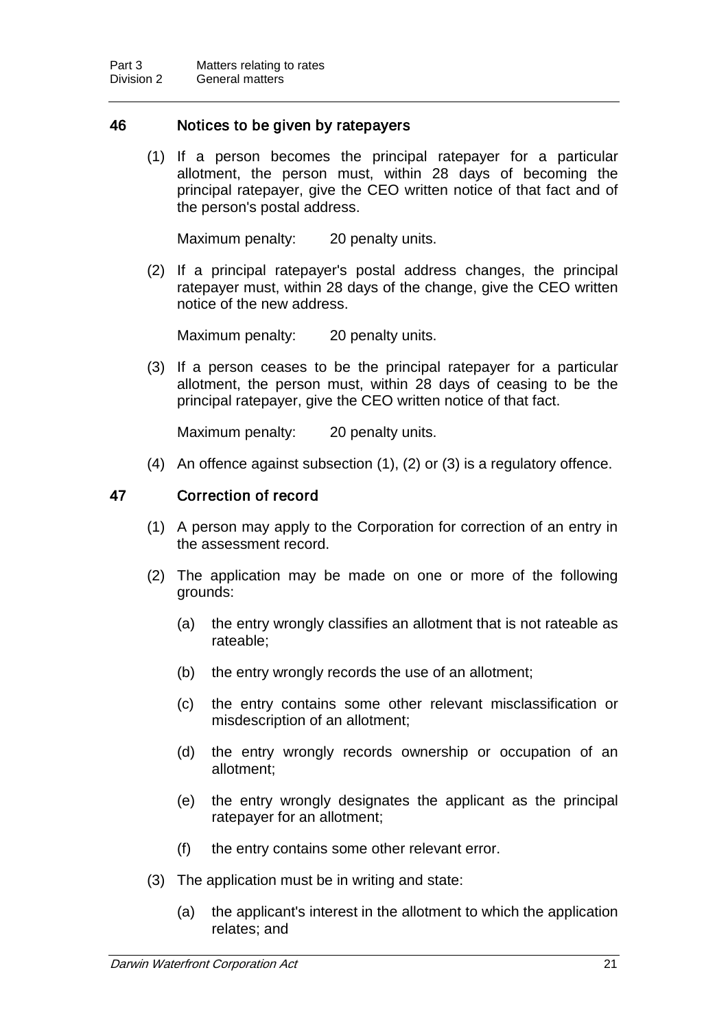### 46 Notices to be given by ratepayers

(1) If a person becomes the principal ratepayer for a particular allotment, the person must, within 28 days of becoming the principal ratepayer, give the CEO written notice of that fact and of the person's postal address.

Maximum penalty: 20 penalty units.

(2) If a principal ratepayer's postal address changes, the principal ratepayer must, within 28 days of the change, give the CEO written notice of the new address.

Maximum penalty: 20 penalty units.

(3) If a person ceases to be the principal ratepayer for a particular allotment, the person must, within 28 days of ceasing to be the principal ratepayer, give the CEO written notice of that fact.

Maximum penalty: 20 penalty units.

(4) An offence against subsection (1), (2) or (3) is a regulatory offence.

### 47 Correction of record

(1) A person may apply to the Corporation for correction of an entry in the assessment record.

(2) The application may be made on one or more of the following grounds:

(a) the entry wrongly classifies an allotment that is not rateable as rateable;

(b) the entry wrongly records the use of an allotment;

(c) the entry contains some other relevant misclassification or misdescription of an allotment;

(d) the entry wrongly records ownership or occupation of an allotment;

(e) the entry wrongly designates the applicant as the principal ratepayer for an allotment;

(f) the entry contains some other relevant error.

(3) The application must be in writing and state:

(a) the applicant's interest in the allotment to which the application relates; and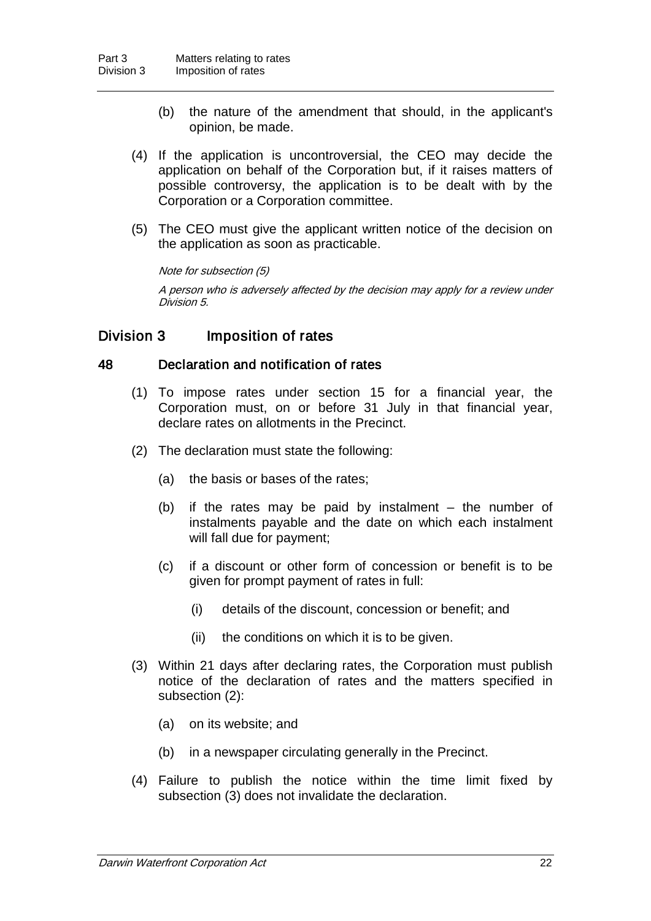(b) the nature of the amendment that should, in the applicant's opinion, be made.

(4) If the application is uncontroversial, the CEO may decide the application on behalf of the Corporation but, if it raises matters of possible controversy, the application is to be dealt with by the Corporation or a Corporation committee.

(5) The CEO must give the applicant written notice of the decision on the application as soon as practicable.

*Note for subsection (5)*

*A person who is adversely affected by the decision may apply for a review under Division 5.*

## Division 3 Imposition of rates

### 48 Declaration and notification of rates

(1) To impose rates under section 15 for a financial year, the Corporation must, on or before 31 July in that financial year, declare rates on allotments in the Precinct.

(2) The declaration must state the following:

(a) the basis or bases of the rates;

(b) if the rates may be paid by instalment – the number of instalments payable and the date on which each instalment will fall due for payment;

(c) if a discount or other form of concession or benefit is to be given for prompt payment of rates in full:

(i) details of the discount, concession or benefit; and

(ii) the conditions on which it is to be given.

(3) Within 21 days after declaring rates, the Corporation must publish notice of the declaration of rates and the matters specified in subsection (2):

(a) on its website; and

(b) in a newspaper circulating generally in the Precinct.

(4) Failure to publish the notice within the time limit fixed by subsection (3) does not invalidate the declaration.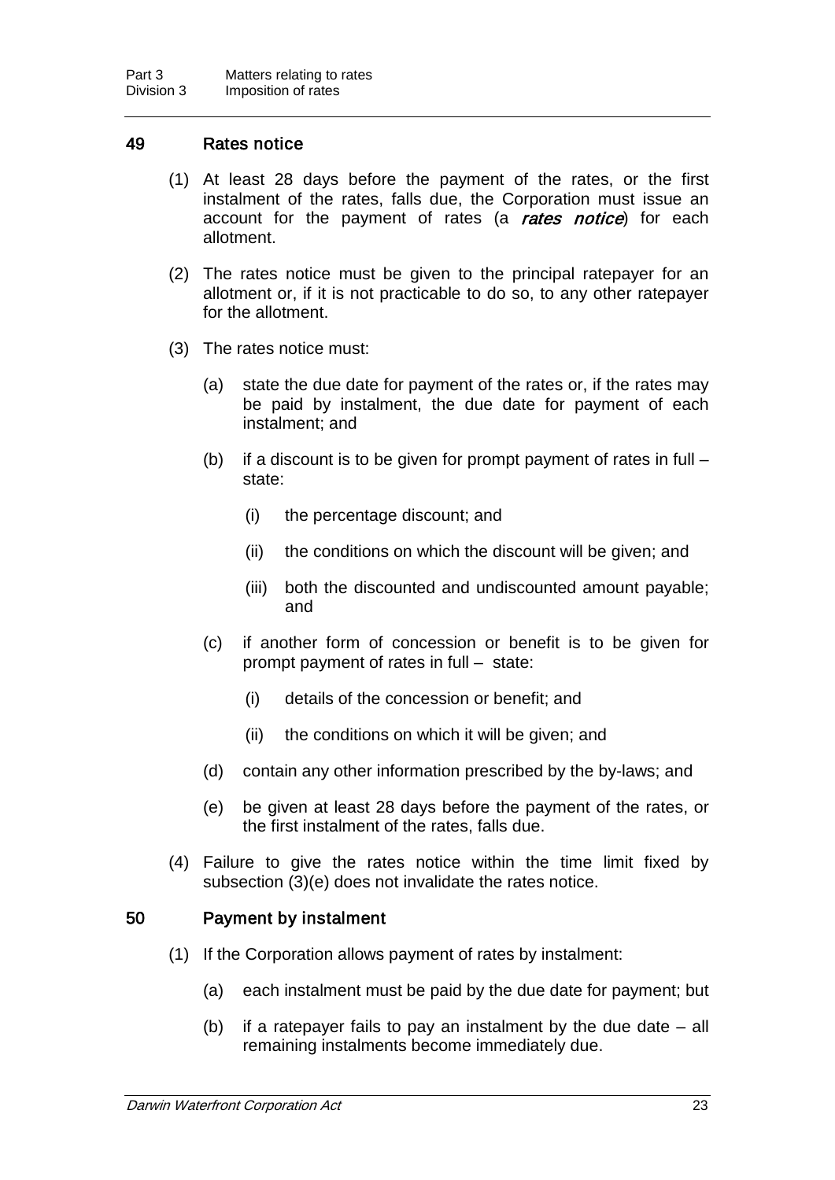## 49 Rates notice

(1) At least 28 days before the payment of the rates, or the first instalment of the rates, falls due, the Corporation must issue an account for the payment of rates (a ***rates notice***) for each allotment.

(2) The rates notice must be given to the principal ratepayer for an allotment or, if it is not practicable to do so, to any other ratepayer for the allotment.

(3) The rates notice must:

- (a) state the due date for payment of the rates or, if the rates may be paid by instalment, the due date for payment of each instalment; and
- (b) if a discount is to be given for prompt payment of rates in full – state:
  - (i) the percentage discount; and
  - (ii) the conditions on which the discount will be given; and
  - (iii) both the discounted and undiscounted amount payable; and
- (c) if another form of concession or benefit is to be given for prompt payment of rates in full – state:
  - (i) details of the concession or benefit; and
  - (ii) the conditions on which it will be given; and
- (d) contain any other information prescribed by the by-laws; and
- (e) be given at least 28 days before the payment of the rates, or the first instalment of the rates, falls due.

(4) Failure to give the rates notice within the time limit fixed by subsection (3)(e) does not invalidate the rates notice.

## 50 Payment by instalment

(1) If the Corporation allows payment of rates by instalment:

- (a) each instalment must be paid by the due date for payment; but
- (b) if a ratepayer fails to pay an instalment by the due date – all remaining instalments become immediately due.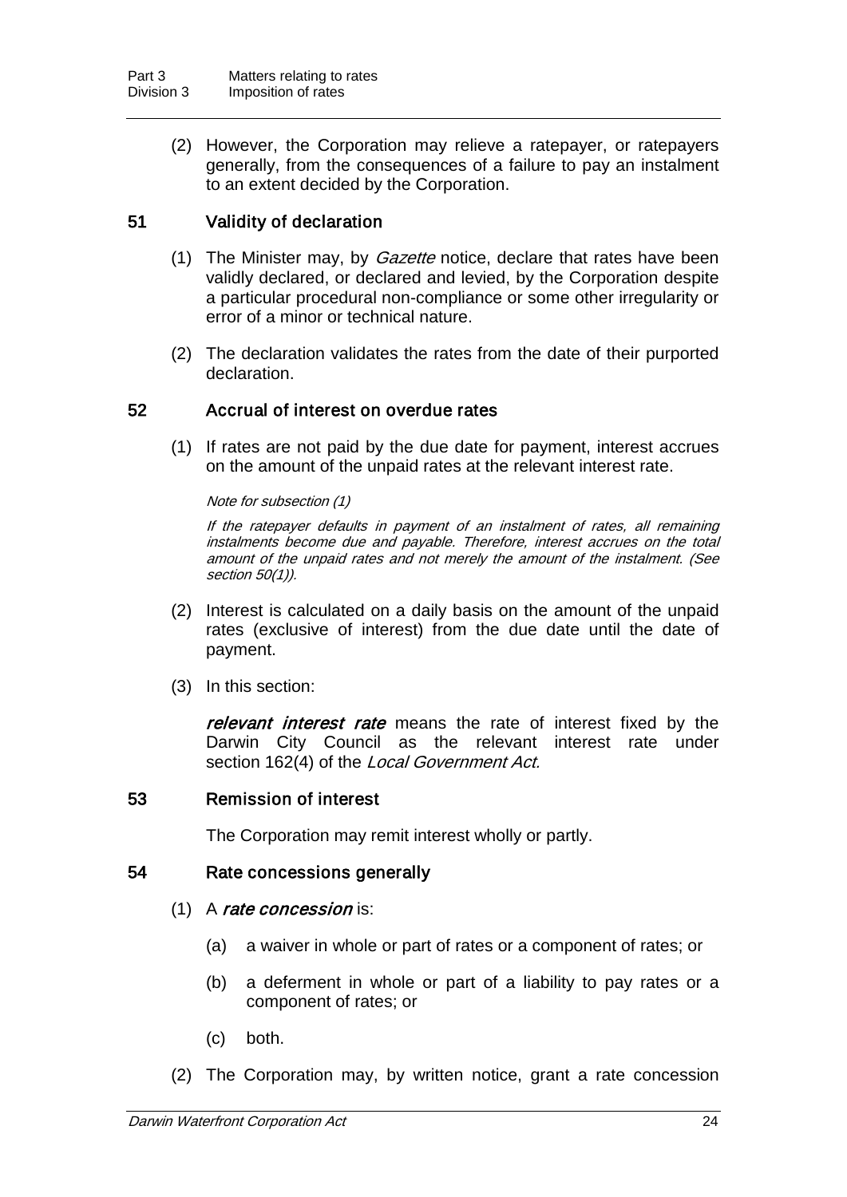(2) However, the Corporation may relieve a ratepayer, or ratepayers generally, from the consequences of a failure to pay an instalment to an extent decided by the Corporation.

### 51 Validity of declaration

(1) The Minister may, by *Gazette* notice, declare that rates have been validly declared, or declared and levied, by the Corporation despite a particular procedural non-compliance or some other irregularity or error of a minor or technical nature.

(2) The declaration validates the rates from the date of their purported declaration.

### 52 Accrual of interest on overdue rates

(1) If rates are not paid by the due date for payment, interest accrues on the amount of the unpaid rates at the relevant interest rate.

*Note for subsection (1)*

*If the ratepayer defaults in payment of an instalment of rates, all remaining instalments become due and payable. Therefore, interest accrues on the total amount of the unpaid rates and not merely the amount of the instalment. (See section 50(1)).*

(2) Interest is calculated on a daily basis on the amount of the unpaid rates (exclusive of interest) from the due date until the date of payment.

(3) In this section:

***relevant interest rate*** means the rate of interest fixed by the Darwin City Council as the relevant interest rate under section 162(4) of the *Local Government Act*.

### 53 Remission of interest

The Corporation may remit interest wholly or partly.

### 54 Rate concessions generally

(1) A ***rate concession*** is:

(a) a waiver in whole or part of rates or a component of rates; or

(b) a deferment in whole or part of a liability to pay rates or a component of rates; or

(c) both.

(2) The Corporation may, by written notice, grant a rate concession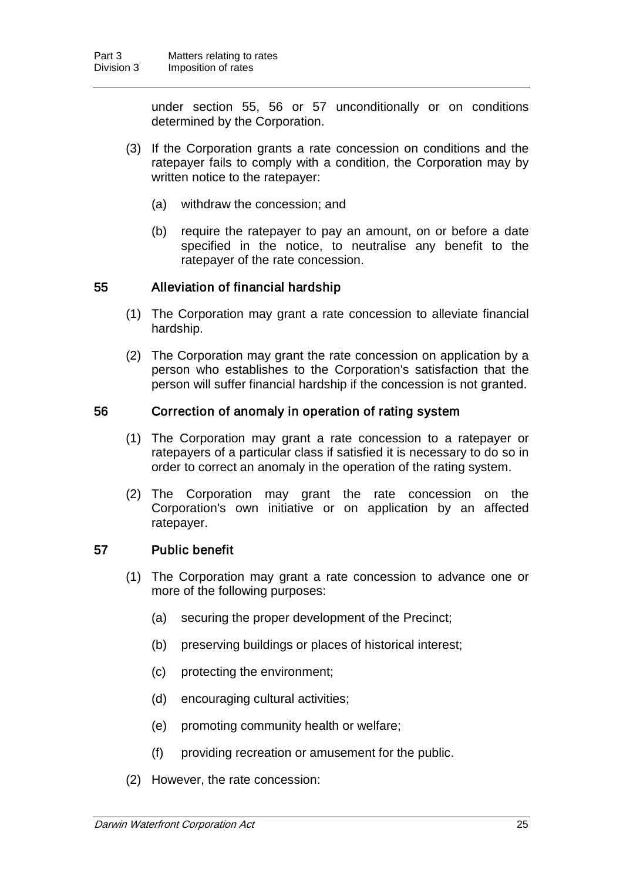under section 55, 56 or 57 unconditionally or on conditions determined by the Corporation.

(3) If the Corporation grants a rate concession on conditions and the ratepayer fails to comply with a condition, the Corporation may by written notice to the ratepayer:

(a) withdraw the concession; and

(b) require the ratepayer to pay an amount, on or before a date specified in the notice, to neutralise any benefit to the ratepayer of the rate concession.

### 55 Alleviation of financial hardship

(1) The Corporation may grant a rate concession to alleviate financial hardship.

(2) The Corporation may grant the rate concession on application by a person who establishes to the Corporation's satisfaction that the person will suffer financial hardship if the concession is not granted.

### 56 Correction of anomaly in operation of rating system

(1) The Corporation may grant a rate concession to a ratepayer or ratepayers of a particular class if satisfied it is necessary to do so in order to correct an anomaly in the operation of the rating system.

(2) The Corporation may grant the rate concession on the Corporation's own initiative or on application by an affected ratepayer.

### 57 Public benefit

(1) The Corporation may grant a rate concession to advance one or more of the following purposes:

(a) securing the proper development of the Precinct;

(b) preserving buildings or places of historical interest;

(c) protecting the environment;

(d) encouraging cultural activities;

(e) promoting community health or welfare;

(f) providing recreation or amusement for the public.

(2) However, the rate concession: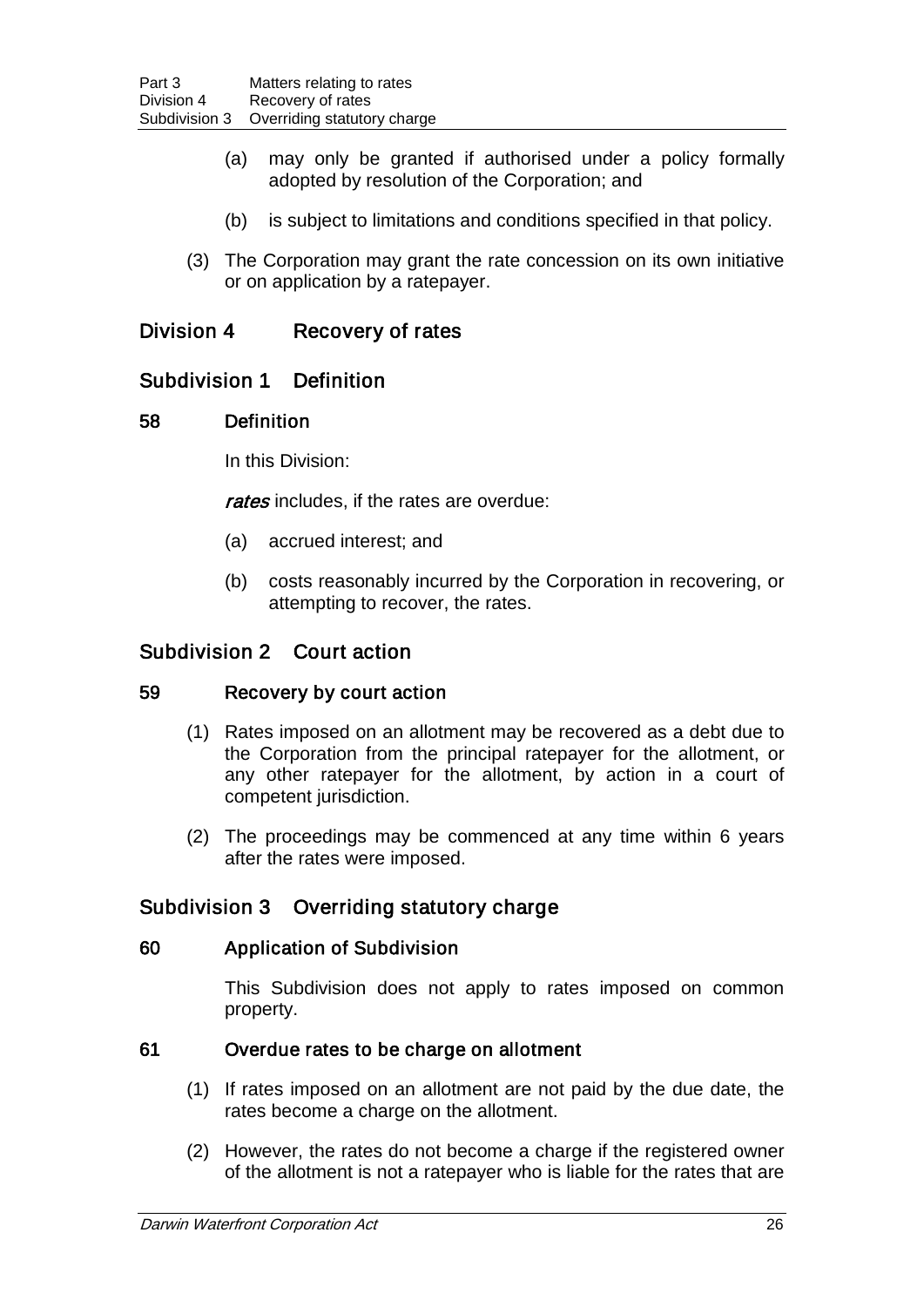(a) may only be granted if authorised under a policy formally adopted by resolution of the Corporation; and

(b) is subject to limitations and conditions specified in that policy.

(3) The Corporation may grant the rate concession on its own initiative or on application by a ratepayer.

## Division 4 Recovery of rates

### Subdivision 1 Definition

#### 58 Definition

In this Division:

***rates*** includes, if the rates are overdue:

(a) accrued interest; and

(b) costs reasonably incurred by the Corporation in recovering, or attempting to recover, the rates.

### Subdivision 2 Court action

#### 59 Recovery by court action

(1) Rates imposed on an allotment may be recovered as a debt due to the Corporation from the principal ratepayer for the allotment, or any other ratepayer for the allotment, by action in a court of competent jurisdiction.

(2) The proceedings may be commenced at any time within 6 years after the rates were imposed.

### Subdivision 3 Overriding statutory charge

#### 60 Application of Subdivision

This Subdivision does not apply to rates imposed on common property.

#### 61 Overdue rates to be charge on allotment

(1) If rates imposed on an allotment are not paid by the due date, the rates become a charge on the allotment.

(2) However, the rates do not become a charge if the registered owner of the allotment is not a ratepayer who is liable for the rates that are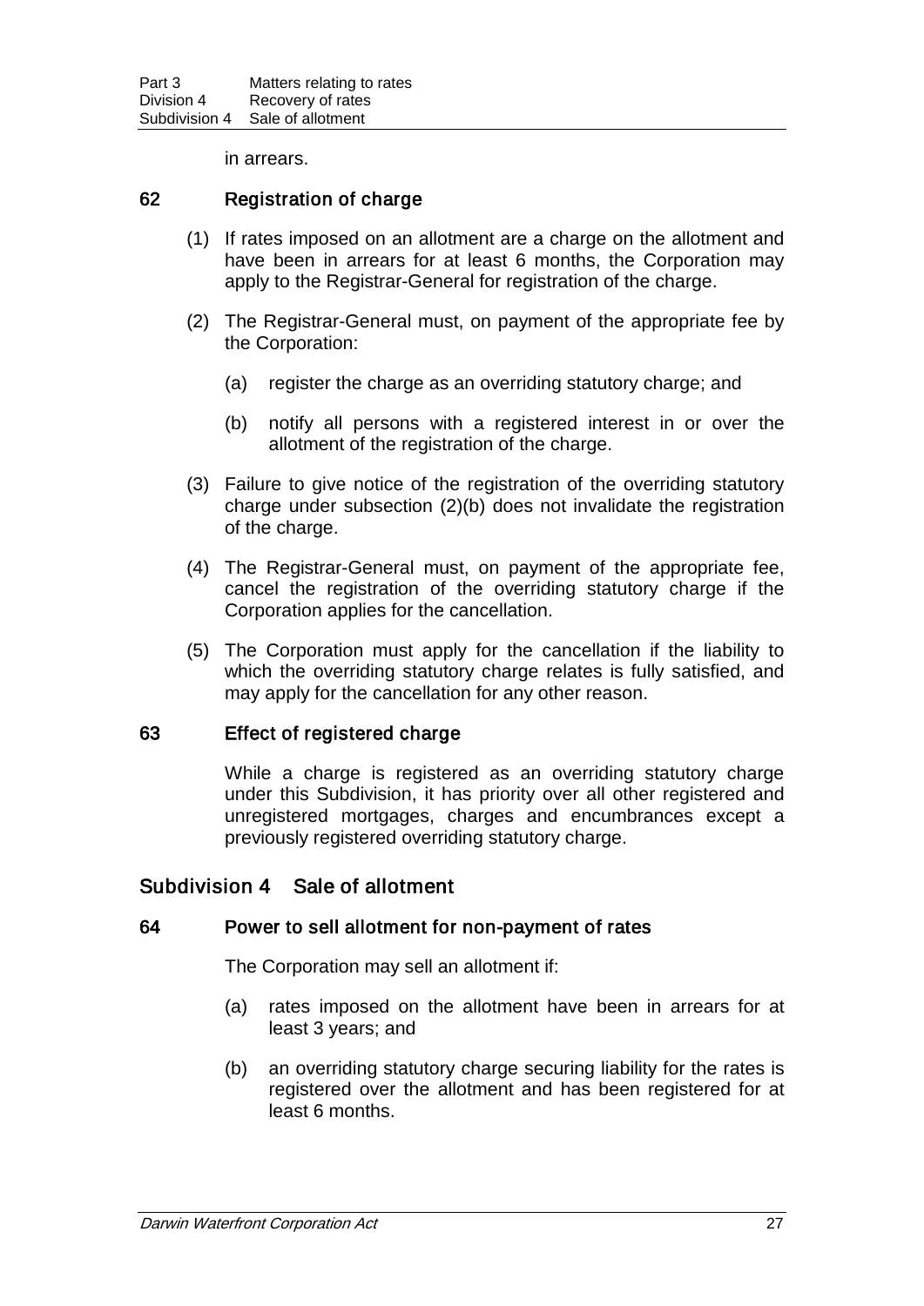in arrears.

### 62 Registration of charge

(1) If rates imposed on an allotment are a charge on the allotment and have been in arrears for at least 6 months, the Corporation may apply to the Registrar-General for registration of the charge.

(2) The Registrar-General must, on payment of the appropriate fee by the Corporation:

(a) register the charge as an overriding statutory charge; and

(b) notify all persons with a registered interest in or over the allotment of the registration of the charge.

(3) Failure to give notice of the registration of the overriding statutory charge under subsection (2)(b) does not invalidate the registration of the charge.

(4) The Registrar-General must, on payment of the appropriate fee, cancel the registration of the overriding statutory charge if the Corporation applies for the cancellation.

(5) The Corporation must apply for the cancellation if the liability to which the overriding statutory charge relates is fully satisfied, and may apply for the cancellation for any other reason.

### 63 Effect of registered charge

While a charge is registered as an overriding statutory charge under this Subdivision, it has priority over all other registered and unregistered mortgages, charges and encumbrances except a previously registered overriding statutory charge.

## Subdivision 4 Sale of allotment

### 64 Power to sell allotment for non-payment of rates

The Corporation may sell an allotment if:

(a) rates imposed on the allotment have been in arrears for at least 3 years; and

(b) an overriding statutory charge securing liability for the rates is registered over the allotment and has been registered for at least 6 months.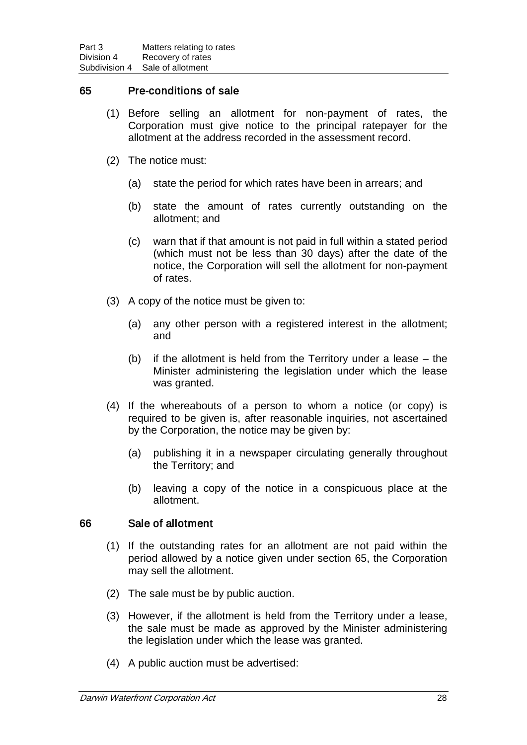## 65 Pre-conditions of sale

(1) Before selling an allotment for non-payment of rates, the Corporation must give notice to the principal ratepayer for the allotment at the address recorded in the assessment record.

(2) The notice must:

(a) state the period for which rates have been in arrears; and

(b) state the amount of rates currently outstanding on the allotment; and

(c) warn that if that amount is not paid in full within a stated period (which must not be less than 30 days) after the date of the notice, the Corporation will sell the allotment for non-payment of rates.

(3) A copy of the notice must be given to:

(a) any other person with a registered interest in the allotment; and

(b) if the allotment is held from the Territory under a lease – the Minister administering the legislation under which the lease was granted.

(4) If the whereabouts of a person to whom a notice (or copy) is required to be given is, after reasonable inquiries, not ascertained by the Corporation, the notice may be given by:

(a) publishing it in a newspaper circulating generally throughout the Territory; and

(b) leaving a copy of the notice in a conspicuous place at the allotment.

## 66 Sale of allotment

(1) If the outstanding rates for an allotment are not paid within the period allowed by a notice given under section 65, the Corporation may sell the allotment.

(2) The sale must be by public auction.

(3) However, if the allotment is held from the Territory under a lease, the sale must be made as approved by the Minister administering the legislation under which the lease was granted.

(4) A public auction must be advertised: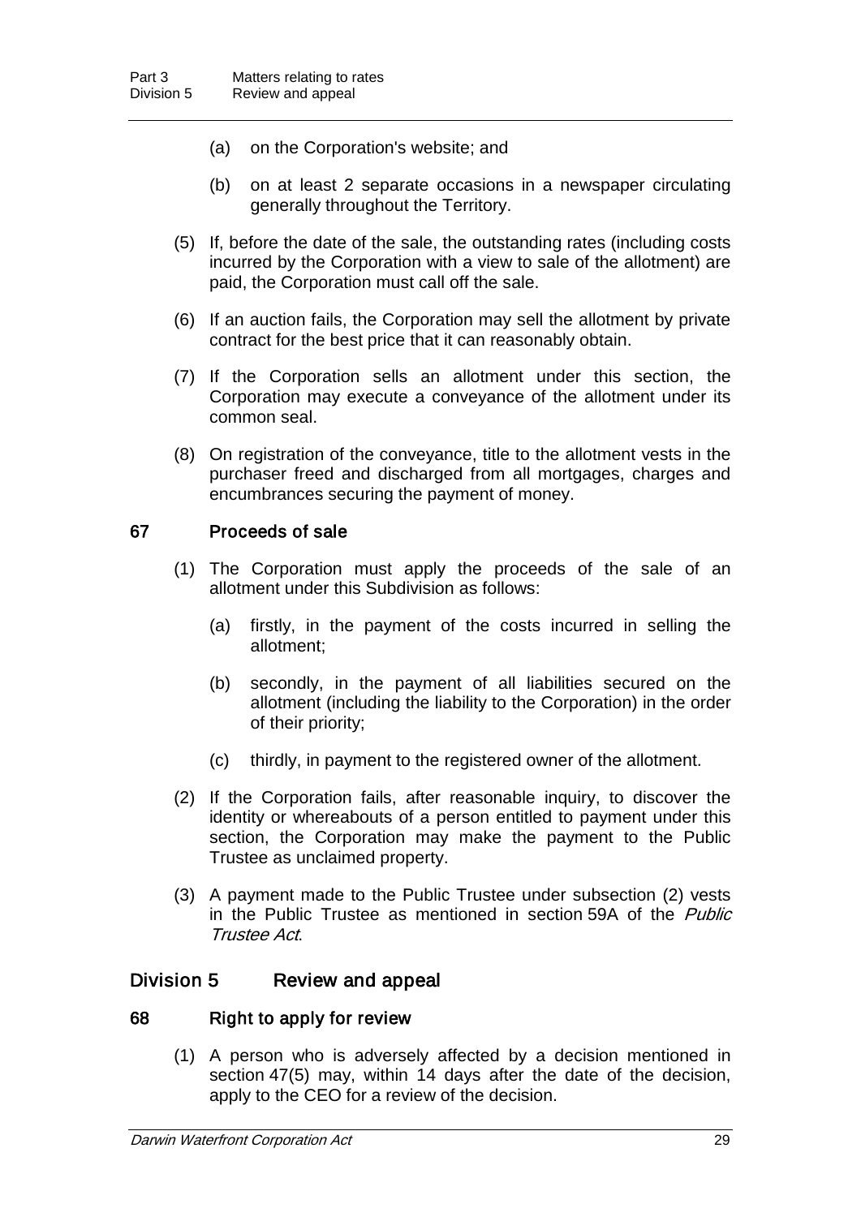(a) on the Corporation's website; and

(b) on at least 2 separate occasions in a newspaper circulating generally throughout the Territory.

(5) If, before the date of the sale, the outstanding rates (including costs incurred by the Corporation with a view to sale of the allotment) are paid, the Corporation must call off the sale.

(6) If an auction fails, the Corporation may sell the allotment by private contract for the best price that it can reasonably obtain.

(7) If the Corporation sells an allotment under this section, the Corporation may execute a conveyance of the allotment under its common seal.

(8) On registration of the conveyance, title to the allotment vests in the purchaser freed and discharged from all mortgages, charges and encumbrances securing the payment of money.

### 67 Proceeds of sale

(1) The Corporation must apply the proceeds of the sale of an allotment under this Subdivision as follows:

(a) firstly, in the payment of the costs incurred in selling the allotment;

(b) secondly, in the payment of all liabilities secured on the allotment (including the liability to the Corporation) in the order of their priority;

(c) thirdly, in payment to the registered owner of the allotment.

(2) If the Corporation fails, after reasonable inquiry, to discover the identity or whereabouts of a person entitled to payment under this section, the Corporation may make the payment to the Public Trustee as unclaimed property.

(3) A payment made to the Public Trustee under subsection (2) vests in the Public Trustee as mentioned in section 59A of the *Public Trustee Act*.

## Division 5 Review and appeal

### 68 Right to apply for review

(1) A person who is adversely affected by a decision mentioned in section 47(5) may, within 14 days after the date of the decision, apply to the CEO for a review of the decision.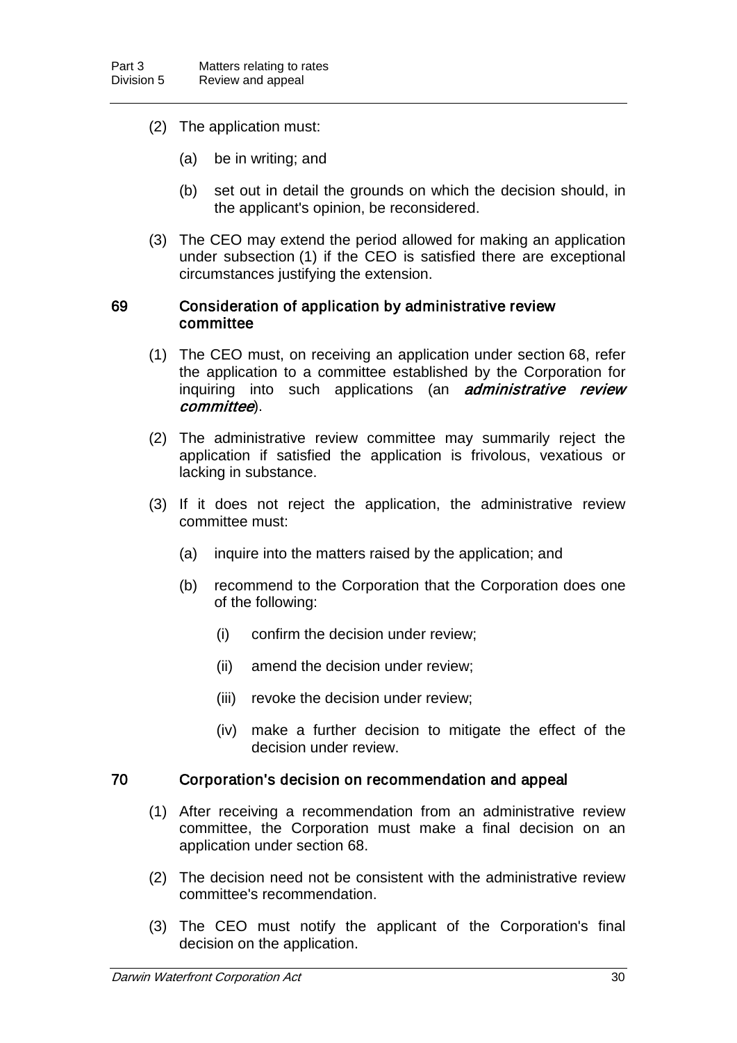(2) The application must:

(a) be in writing; and

(b) set out in detail the grounds on which the decision should, in the applicant's opinion, be reconsidered.

(3) The CEO may extend the period allowed for making an application under subsection (1) if the CEO is satisfied there are exceptional circumstances justifying the extension.

### 69 Consideration of application by administrative review committee

(1) The CEO must, on receiving an application under section 68, refer the application to a committee established by the Corporation for inquiring into such applications (an ***administrative review committee***).

(2) The administrative review committee may summarily reject the application if satisfied the application is frivolous, vexatious or lacking in substance.

(3) If it does not reject the application, the administrative review committee must:

(a) inquire into the matters raised by the application; and

(b) recommend to the Corporation that the Corporation does one of the following:

(i) confirm the decision under review;

(ii) amend the decision under review;

(iii) revoke the decision under review;

(iv) make a further decision to mitigate the effect of the decision under review.

### 70 Corporation's decision on recommendation and appeal

(1) After receiving a recommendation from an administrative review committee, the Corporation must make a final decision on an application under section 68.

(2) The decision need not be consistent with the administrative review committee's recommendation.

(3) The CEO must notify the applicant of the Corporation's final decision on the application.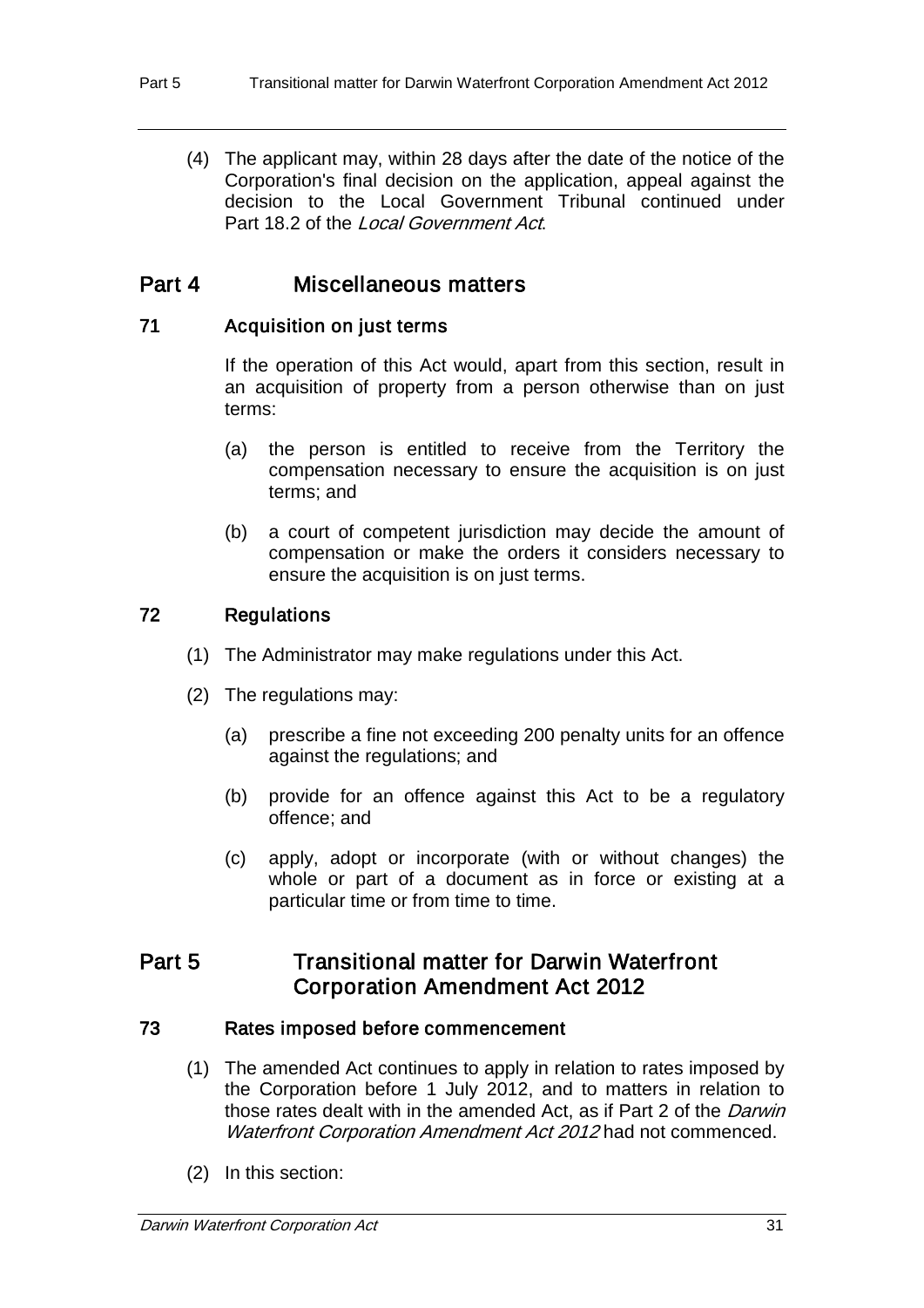(4) The applicant may, within 28 days after the date of the notice of the Corporation's final decision on the application, appeal against the decision to the Local Government Tribunal continued under Part 18.2 of the *Local Government Act*.

## Part 4 Miscellaneous matters

### 71 Acquisition on just terms

If the operation of this Act would, apart from this section, result in an acquisition of property from a person otherwise than on just terms:

- (a) the person is entitled to receive from the Territory the compensation necessary to ensure the acquisition is on just terms; and
- (b) a court of competent jurisdiction may decide the amount of compensation or make the orders it considers necessary to ensure the acquisition is on just terms.

### 72 Regulations

(1) The Administrator may make regulations under this Act.

(2) The regulations may:

- (a) prescribe a fine not exceeding 200 penalty units for an offence against the regulations; and
- (b) provide for an offence against this Act to be a regulatory offence; and
- (c) apply, adopt or incorporate (with or without changes) the whole or part of a document as in force or existing at a particular time or from time to time.

## Part 5 Transitional matter for Darwin Waterfront Corporation Amendment Act 2012

### 73 Rates imposed before commencement

(1) The amended Act continues to apply in relation to rates imposed by the Corporation before 1 July 2012, and to matters in relation to those rates dealt with in the amended Act, as if Part 2 of the *Darwin Waterfront Corporation Amendment Act 2012* had not commenced.

(2) In this section: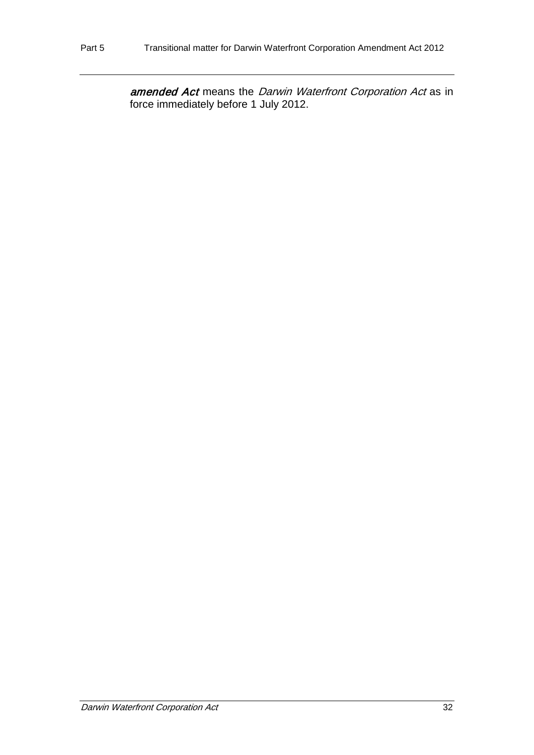***amended Act*** means the *Darwin Waterfront Corporation Act* as in force immediately before 1 July 2012.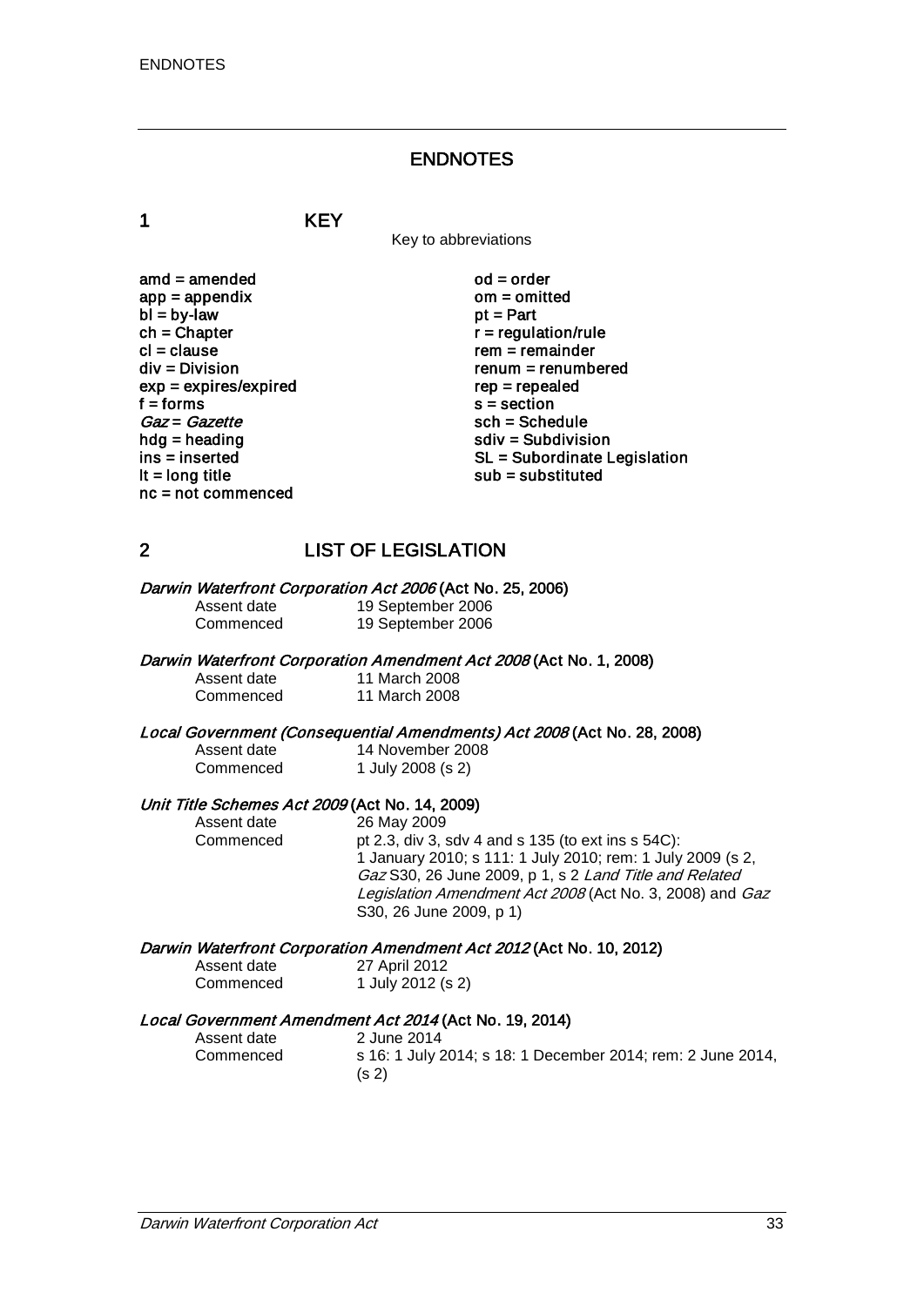# ENDNOTES

## 1 KEY

Key to abbreviations

| | |
|---|---|
| amd = amended | od = order |
| app = appendix | om = omitted |
| bl = by-law | pt = Part |
| ch = Chapter | r = regulation/rule |
| cl = clause | rem = remainder |
| div = Division | renum = renumbered |
| exp = expires/expired | rep = repealed |
| f = forms | s = section |
| *Gaz* = *Gazette* | sch = Schedule |
| hdg = heading | sdiv = Subdivision |
| ins = inserted | SL = Subordinate Legislation |
| lt = long title | sub = substituted |
| nc = not commenced | |

## 2 LIST OF LEGISLATION

***Darwin Waterfront Corporation Act 2006* (Act No. 25, 2006)**

| | |
|---|---|
| Assent date | 19 September 2006 |
| Commenced | 19 September 2006 |

***Darwin Waterfront Corporation Amendment Act 2008* (Act No. 1, 2008)**

| | |
|---|---|
| Assent date | 11 March 2008 |
| Commenced | 11 March 2008 |

***Local Government (Consequential Amendments) Act 2008* (Act No. 28, 2008)**

| | |
|---|---|
| Assent date | 14 November 2008 |
| Commenced | 1 July 2008 (s 2) |

***Unit Title Schemes Act 2009* (Act No. 14, 2009)**

| | |
|---|---|
| Assent date | 26 May 2009 |
| Commenced | pt 2.3, div 3, sdv 4 and s 135 (to ext ins s 54C): 1 January 2010; s 111: 1 July 2010; rem: 1 July 2009 (s 2, *Gaz* S30, 26 June 2009, p 1, s 2 *Land Title and Related Legislation Amendment Act 2008* (Act No. 3, 2008) and *Gaz* S30, 26 June 2009, p 1) |

***Darwin Waterfront Corporation Amendment Act 2012* (Act No. 10, 2012)**

| | |
|---|---|
| Assent date | 27 April 2012 |
| Commenced | 1 July 2012 (s 2) |

***Local Government Amendment Act 2014* (Act No. 19, 2014)**

| | |
|---|---|
| Assent date | 2 June 2014 |
| Commenced | s 16: 1 July 2014; s 18: 1 December 2014; rem: 2 June 2014, (s 2) |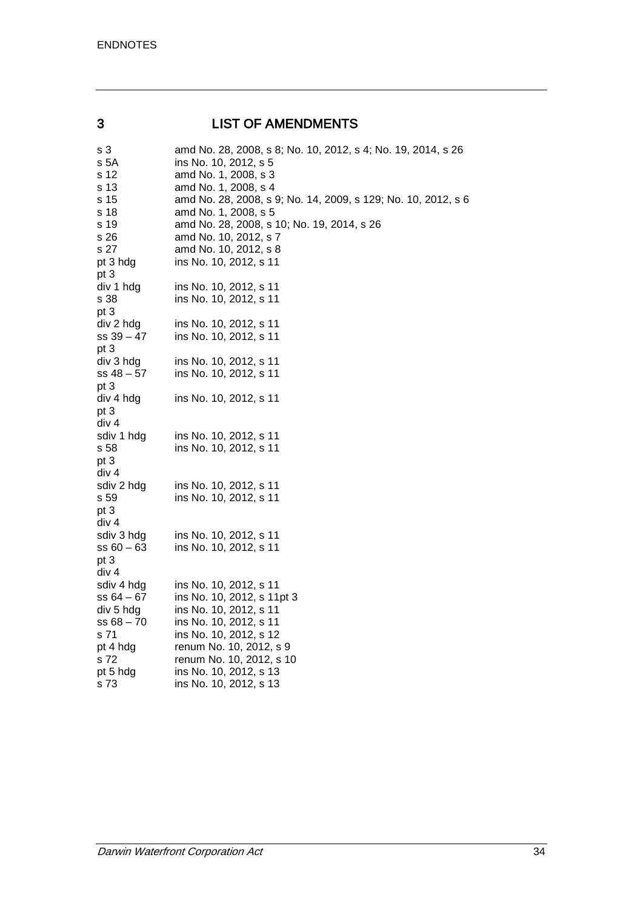## 3 LIST OF AMENDMENTS

| | |
|---|---|
| s 3 | amd No. 28, 2008, s 8; No. 10, 2012, s 4; No. 19, 2014, s 26 |
| s 5A | ins No. 10, 2012, s 5 |
| s 12 | amd No. 1, 2008, s 3 |
| s 13 | amd No. 1, 2008, s 4 |
| s 15 | amd No. 28, 2008, s 9; No. 14, 2009, s 129; No. 10, 2012, s 6 |
| s 18 | amd No. 1, 2008, s 5 |
| s 19 | amd No. 28, 2008, s 10; No. 19, 2014, s 26 |
| s 26 | amd No. 10, 2012, s 7 |
| s 27 | amd No. 10, 2012, s 8 |
| pt 3 hdg | ins No. 10, 2012, s 11 |
| pt 3 | |
| div 1 hdg | ins No. 10, 2012, s 11 |
| s 38 | ins No. 10, 2012, s 11 |
| pt 3 | |
| div 2 hdg | ins No. 10, 2012, s 11 |
| ss 39 – 47 | ins No. 10, 2012, s 11 |
| pt 3 | |
| div 3 hdg | ins No. 10, 2012, s 11 |
| ss 48 – 57 | ins No. 10, 2012, s 11 |
| pt 3 | |
| div 4 hdg | ins No. 10, 2012, s 11 |
| pt 3 | |
| div 4 | |
| sdiv 1 hdg | ins No. 10, 2012, s 11 |
| s 58 | ins No. 10, 2012, s 11 |
| pt 3 | |
| div 4 | |
| sdiv 2 hdg | ins No. 10, 2012, s 11 |
| s 59 | ins No. 10, 2012, s 11 |
| pt 3 | |
| div 4 | |
| sdiv 3 hdg | ins No. 10, 2012, s 11 |
| ss 60 – 63 | ins No. 10, 2012, s 11 |
| pt 3 | |
| div 4 | |
| sdiv 4 hdg | ins No. 10, 2012, s 11 |
| ss 64 – 67 | ins No. 10, 2012, s 11pt 3 |
| div 5 hdg | ins No. 10, 2012, s 11 |
| ss 68 – 70 | ins No. 10, 2012, s 11 |
| s 71 | ins No. 10, 2012, s 12 |
| pt 4 hdg | renum No. 10, 2012, s 9 |
| s 72 | renum No. 10, 2012, s 10 |
| pt 5 hdg | ins No. 10, 2012, s 13 |
| s 73 | ins No. 10, 2012, s 13 |